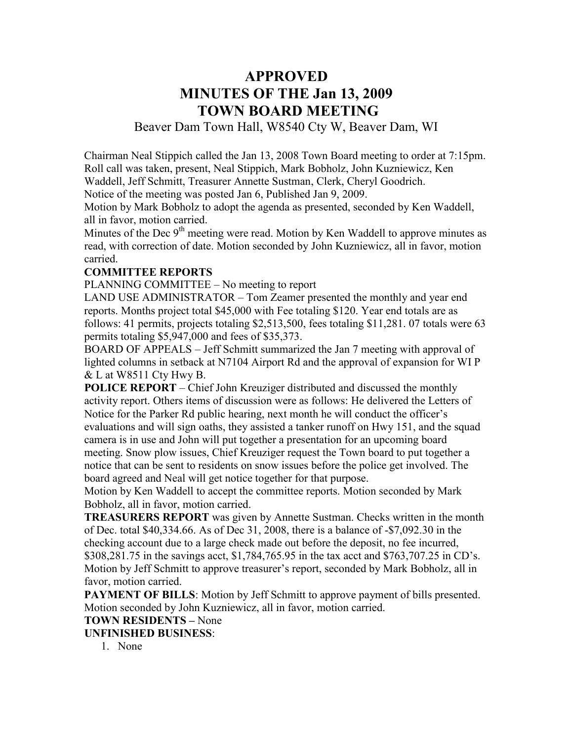# APPROVED
# MINUTES OF THE Jan 13, 2009
# TOWN BOARD MEETING

Beaver Dam Town Hall, W8540 Cty W, Beaver Dam, WI

Chairman Neal Stippich called the Jan 13, 2008 Town Board meeting to order at 7:15pm. Roll call was taken, present, Neal Stippich, Mark Bobholz, John Kuzniewicz, Ken Waddell, Jeff Schmitt, Treasurer Annette Sustman, Clerk, Cheryl Goodrich.

Notice of the meeting was posted Jan 6, Published Jan 9, 2009.

Motion by Mark Bobholz to adopt the agenda as presented, seconded by Ken Waddell, all in favor, motion carried.

Minutes of the Dec 9th meeting were read. Motion by Ken Waddell to approve minutes as read, with correction of date. Motion seconded by John Kuzniewicz, all in favor, motion carried.

**COMMITTEE REPORTS**

PLANNING COMMITTEE – No meeting to report

LAND USE ADMINISTRATOR – Tom Zeamer presented the monthly and year end reports. Months project total $45,000 with Fee totaling $120. Year end totals are as follows: 41 permits, projects totaling $2,513,500, fees totaling $11,281. 07 totals were 63 permits totaling $5,947,000 and fees of $35,373.

BOARD OF APPEALS – Jeff Schmitt summarized the Jan 7 meeting with approval of lighted columns in setback at N7104 Airport Rd and the approval of expansion for WI P & L at W8511 Cty Hwy B.

**POLICE REPORT** – Chief John Kreuziger distributed and discussed the monthly activity report. Others items of discussion were as follows: He delivered the Letters of Notice for the Parker Rd public hearing, next month he will conduct the officer's evaluations and will sign oaths, they assisted a tanker runoff on Hwy 151, and the squad camera is in use and John will put together a presentation for an upcoming board meeting. Snow plow issues, Chief Kreuziger request the Town board to put together a notice that can be sent to residents on snow issues before the police get involved. The board agreed and Neal will get notice together for that purpose.

Motion by Ken Waddell to accept the committee reports. Motion seconded by Mark Bobholz, all in favor, motion carried.

**TREASURERS REPORT** was given by Annette Sustman. Checks written in the month of Dec. total $40,334.66. As of Dec 31, 2008, there is a balance of -$7,092.30 in the checking account due to a large check made out before the deposit, no fee incurred, $308,281.75 in the savings acct, $1,784,765.95 in the tax acct and $763,707.25 in CD's. Motion by Jeff Schmitt to approve treasurer's report, seconded by Mark Bobholz, all in favor, motion carried.

**PAYMENT OF BILLS**: Motion by Jeff Schmitt to approve payment of bills presented. Motion seconded by John Kuzniewicz, all in favor, motion carried.

**TOWN RESIDENTS –** None

**UNFINISHED BUSINESS**:

1. None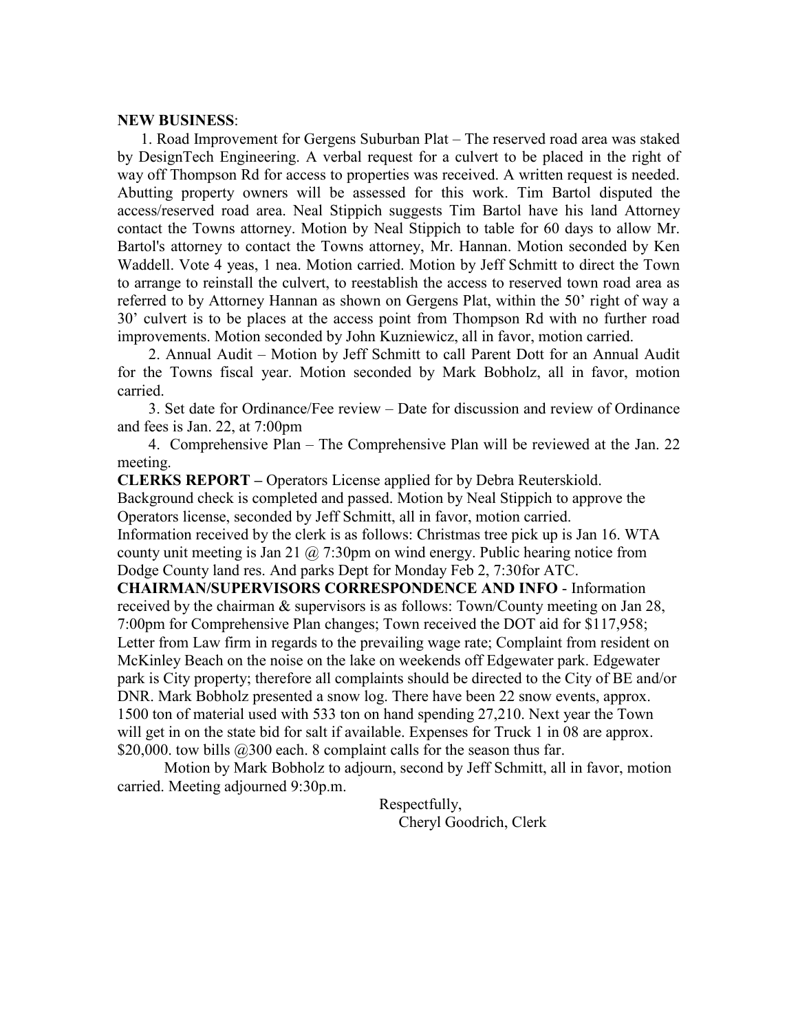**NEW BUSINESS**:

1. Road Improvement for Gergens Suburban Plat – The reserved road area was staked by DesignTech Engineering. A verbal request for a culvert to be placed in the right of way off Thompson Rd for access to properties was received. A written request is needed. Abutting property owners will be assessed for this work. Tim Bartol disputed the access/reserved road area. Neal Stippich suggests Tim Bartol have his land Attorney contact the Towns attorney. Motion by Neal Stippich to table for 60 days to allow Mr. Bartol's attorney to contact the Towns attorney, Mr. Hannan. Motion seconded by Ken Waddell. Vote 4 yeas, 1 nea. Motion carried. Motion by Jeff Schmitt to direct the Town to arrange to reinstall the culvert, to reestablish the access to reserved town road area as referred to by Attorney Hannan as shown on Gergens Plat, within the 50' right of way a 30' culvert is to be places at the access point from Thompson Rd with no further road improvements. Motion seconded by John Kuzniewicz, all in favor, motion carried.

2. Annual Audit – Motion by Jeff Schmitt to call Parent Dott for an Annual Audit for the Towns fiscal year. Motion seconded by Mark Bobholz, all in favor, motion carried.

3. Set date for Ordinance/Fee review – Date for discussion and review of Ordinance and fees is Jan. 22, at 7:00pm

4. Comprehensive Plan – The Comprehensive Plan will be reviewed at the Jan. 22 meeting.

**CLERKS REPORT –** Operators License applied for by Debra Reuterskiold. Background check is completed and passed. Motion by Neal Stippich to approve the Operators license, seconded by Jeff Schmitt, all in favor, motion carried.
Information received by the clerk is as follows: Christmas tree pick up is Jan 16. WTA county unit meeting is Jan 21 @ 7:30pm on wind energy. Public hearing notice from Dodge County land res. And parks Dept for Monday Feb 2, 7:30for ATC.

**CHAIRMAN/SUPERVISORS CORRESPONDENCE AND INFO** - Information received by the chairman & supervisors is as follows: Town/County meeting on Jan 28, 7:00pm for Comprehensive Plan changes; Town received the DOT aid for $117,958; Letter from Law firm in regards to the prevailing wage rate; Complaint from resident on McKinley Beach on the noise on the lake on weekends off Edgewater park. Edgewater park is City property; therefore all complaints should be directed to the City of BE and/or DNR. Mark Bobholz presented a snow log. There have been 22 snow events, approx. 1500 ton of material used with 533 ton on hand spending 27,210. Next year the Town will get in on the state bid for salt if available. Expenses for Truck 1 in 08 are approx. $20,000. tow bills @300 each. 8 complaint calls for the season thus far.

Motion by Mark Bobholz to adjourn, second by Jeff Schmitt, all in favor, motion carried. Meeting adjourned 9:30p.m.

Respectfully,
Cheryl Goodrich, Clerk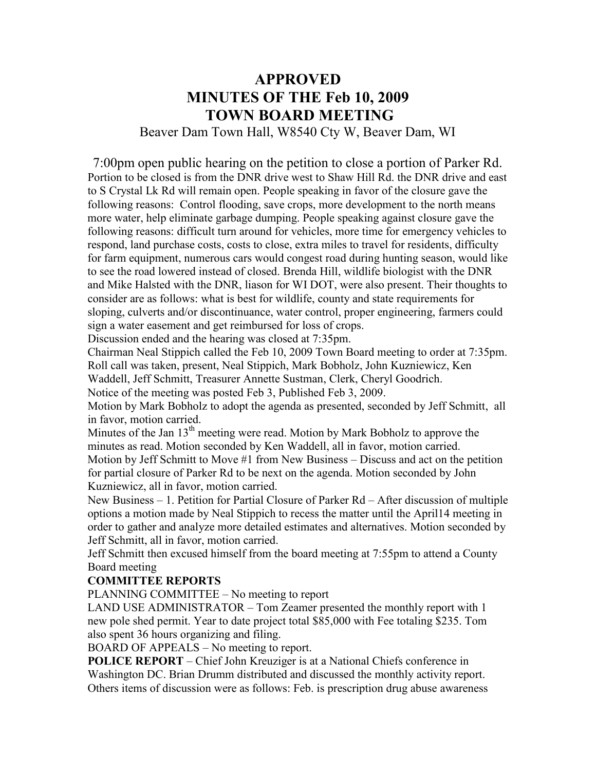# APPROVED
# MINUTES OF THE Feb 10, 2009
# TOWN BOARD MEETING

Beaver Dam Town Hall, W8540 Cty W, Beaver Dam, WI

7:00pm open public hearing on the petition to close a portion of Parker Rd.

Portion to be closed is from the DNR drive west to Shaw Hill Rd. the DNR drive and east to S Crystal Lk Rd will remain open. People speaking in favor of the closure gave the following reasons: Control flooding, save crops, more development to the north means more water, help eliminate garbage dumping. People speaking against closure gave the following reasons: difficult turn around for vehicles, more time for emergency vehicles to respond, land purchase costs, costs to close, extra miles to travel for residents, difficulty for farm equipment, numerous cars would congest road during hunting season, would like to see the road lowered instead of closed. Brenda Hill, wildlife biologist with the DNR and Mike Halsted with the DNR, liason for WI DOT, were also present. Their thoughts to consider are as follows: what is best for wildlife, county and state requirements for sloping, culverts and/or discontinuance, water control, proper engineering, farmers could sign a water easement and get reimbursed for loss of crops.

Discussion ended and the hearing was closed at 7:35pm.

Chairman Neal Stippich called the Feb 10, 2009 Town Board meeting to order at 7:35pm. Roll call was taken, present, Neal Stippich, Mark Bobholz, John Kuzniewicz, Ken Waddell, Jeff Schmitt, Treasurer Annette Sustman, Clerk, Cheryl Goodrich.

Notice of the meeting was posted Feb 3, Published Feb 3, 2009.

Motion by Mark Bobholz to adopt the agenda as presented, seconded by Jeff Schmitt, all in favor, motion carried.

Minutes of the Jan 13th meeting were read. Motion by Mark Bobholz to approve the minutes as read. Motion seconded by Ken Waddell, all in favor, motion carried.

Motion by Jeff Schmitt to Move #1 from New Business – Discuss and act on the petition for partial closure of Parker Rd to be next on the agenda. Motion seconded by John Kuzniewicz, all in favor, motion carried.

New Business – 1. Petition for Partial Closure of Parker Rd – After discussion of multiple options a motion made by Neal Stippich to recess the matter until the April14 meeting in order to gather and analyze more detailed estimates and alternatives. Motion seconded by Jeff Schmitt, all in favor, motion carried.

Jeff Schmitt then excused himself from the board meeting at 7:55pm to attend a County Board meeting

**COMMITTEE REPORTS**

PLANNING COMMITTEE – No meeting to report

LAND USE ADMINISTRATOR – Tom Zeamer presented the monthly report with 1 new pole shed permit. Year to date project total $85,000 with Fee totaling $235. Tom also spent 36 hours organizing and filing.

BOARD OF APPEALS – No meeting to report.

**POLICE REPORT** – Chief John Kreuziger is at a National Chiefs conference in Washington DC. Brian Drumm distributed and discussed the monthly activity report. Others items of discussion were as follows: Feb. is prescription drug abuse awareness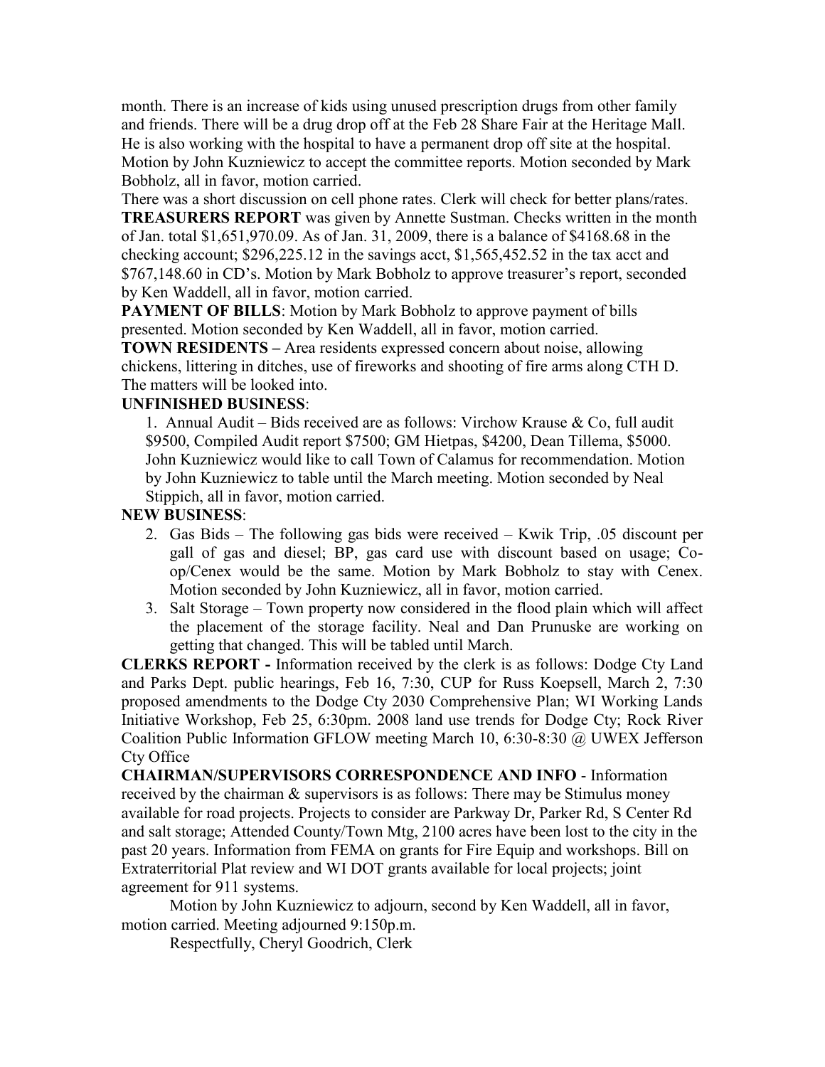month. There is an increase of kids using unused prescription drugs from other family and friends. There will be a drug drop off at the Feb 28 Share Fair at the Heritage Mall. He is also working with the hospital to have a permanent drop off site at the hospital. Motion by John Kuzniewicz to accept the committee reports. Motion seconded by Mark Bobholz, all in favor, motion carried.

There was a short discussion on cell phone rates. Clerk will check for better plans/rates.

**TREASURERS REPORT** was given by Annette Sustman. Checks written in the month of Jan. total $1,651,970.09. As of Jan. 31, 2009, there is a balance of $4168.68 in the checking account; $296,225.12 in the savings acct, $1,565,452.52 in the tax acct and $767,148.60 in CD's. Motion by Mark Bobholz to approve treasurer's report, seconded by Ken Waddell, all in favor, motion carried.

**PAYMENT OF BILLS**: Motion by Mark Bobholz to approve payment of bills presented. Motion seconded by Ken Waddell, all in favor, motion carried.

**TOWN RESIDENTS –** Area residents expressed concern about noise, allowing chickens, littering in ditches, use of fireworks and shooting of fire arms along CTH D. The matters will be looked into.

**UNFINISHED BUSINESS**:

1. Annual Audit – Bids received are as follows: Virchow Krause & Co, full audit $9500, Compiled Audit report $7500; GM Hietpas, $4200, Dean Tillema, $5000. John Kuzniewicz would like to call Town of Calamus for recommendation. Motion by John Kuzniewicz to table until the March meeting. Motion seconded by Neal Stippich, all in favor, motion carried.

**NEW BUSINESS**:

2. Gas Bids – The following gas bids were received – Kwik Trip, .05 discount per gall of gas and diesel; BP, gas card use with discount based on usage; Co-op/Cenex would be the same. Motion by Mark Bobholz to stay with Cenex. Motion seconded by John Kuzniewicz, all in favor, motion carried.
3. Salt Storage – Town property now considered in the flood plain which will affect the placement of the storage facility. Neal and Dan Prunuske are working on getting that changed. This will be tabled until March.

**CLERKS REPORT -** Information received by the clerk is as follows: Dodge Cty Land and Parks Dept. public hearings, Feb 16, 7:30, CUP for Russ Koepsell, March 2, 7:30 proposed amendments to the Dodge Cty 2030 Comprehensive Plan; WI Working Lands Initiative Workshop, Feb 25, 6:30pm. 2008 land use trends for Dodge Cty; Rock River Coalition Public Information GFLOW meeting March 10, 6:30-8:30 @ UWEX Jefferson Cty Office

**CHAIRMAN/SUPERVISORS CORRESPONDENCE AND INFO** - Information received by the chairman & supervisors is as follows: There may be Stimulus money available for road projects. Projects to consider are Parkway Dr, Parker Rd, S Center Rd and salt storage; Attended County/Town Mtg, 2100 acres have been lost to the city in the past 20 years. Information from FEMA on grants for Fire Equip and workshops. Bill on Extraterritorial Plat review and WI DOT grants available for local projects; joint agreement for 911 systems.

Motion by John Kuzniewicz to adjourn, second by Ken Waddell, all in favor, motion carried. Meeting adjourned 9:150p.m.

Respectfully, Cheryl Goodrich, Clerk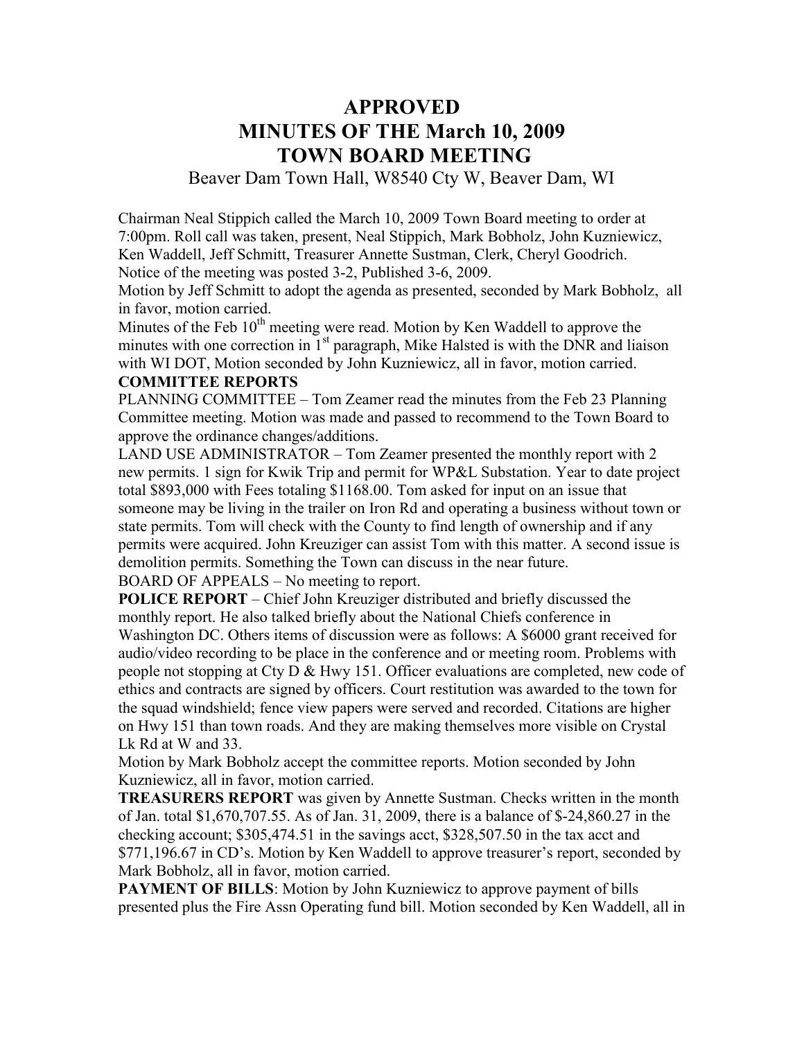# APPROVED
# MINUTES OF THE March 10, 2009
# TOWN BOARD MEETING

Beaver Dam Town Hall, W8540 Cty W, Beaver Dam, WI

Chairman Neal Stippich called the March 10, 2009 Town Board meeting to order at 7:00pm. Roll call was taken, present, Neal Stippich, Mark Bobholz, John Kuzniewicz, Ken Waddell, Jeff Schmitt, Treasurer Annette Sustman, Clerk, Cheryl Goodrich. Notice of the meeting was posted 3-2, Published 3-6, 2009.

Motion by Jeff Schmitt to adopt the agenda as presented, seconded by Mark Bobholz, all in favor, motion carried.

Minutes of the Feb 10th meeting were read. Motion by Ken Waddell to approve the minutes with one correction in 1st paragraph, Mike Halsted is with the DNR and liaison with WI DOT, Motion seconded by John Kuzniewicz, all in favor, motion carried.

**COMMITTEE REPORTS**

PLANNING COMMITTEE – Tom Zeamer read the minutes from the Feb 23 Planning Committee meeting. Motion was made and passed to recommend to the Town Board to approve the ordinance changes/additions.

LAND USE ADMINISTRATOR – Tom Zeamer presented the monthly report with 2 new permits. 1 sign for Kwik Trip and permit for WP&L Substation. Year to date project total $893,000 with Fees totaling $1168.00. Tom asked for input on an issue that someone may be living in the trailer on Iron Rd and operating a business without town or state permits. Tom will check with the County to find length of ownership and if any permits were acquired. John Kreuziger can assist Tom with this matter. A second issue is demolition permits. Something the Town can discuss in the near future.

BOARD OF APPEALS – No meeting to report.

**POLICE REPORT** – Chief John Kreuziger distributed and briefly discussed the monthly report. He also talked briefly about the National Chiefs conference in Washington DC. Others items of discussion were as follows: A $6000 grant received for audio/video recording to be place in the conference and or meeting room. Problems with people not stopping at Cty D & Hwy 151. Officer evaluations are completed, new code of ethics and contracts are signed by officers. Court restitution was awarded to the town for the squad windshield; fence view papers were served and recorded. Citations are higher on Hwy 151 than town roads. And they are making themselves more visible on Crystal Lk Rd at W and 33.

Motion by Mark Bobholz accept the committee reports. Motion seconded by John Kuzniewicz, all in favor, motion carried.

**TREASURERS REPORT** was given by Annette Sustman. Checks written in the month of Jan. total $1,670,707.55. As of Jan. 31, 2009, there is a balance of $-24,860.27 in the checking account; $305,474.51 in the savings acct, $328,507.50 in the tax acct and $771,196.67 in CD's. Motion by Ken Waddell to approve treasurer's report, seconded by Mark Bobholz, all in favor, motion carried.

**PAYMENT OF BILLS**: Motion by John Kuzniewicz to approve payment of bills presented plus the Fire Assn Operating fund bill. Motion seconded by Ken Waddell, all in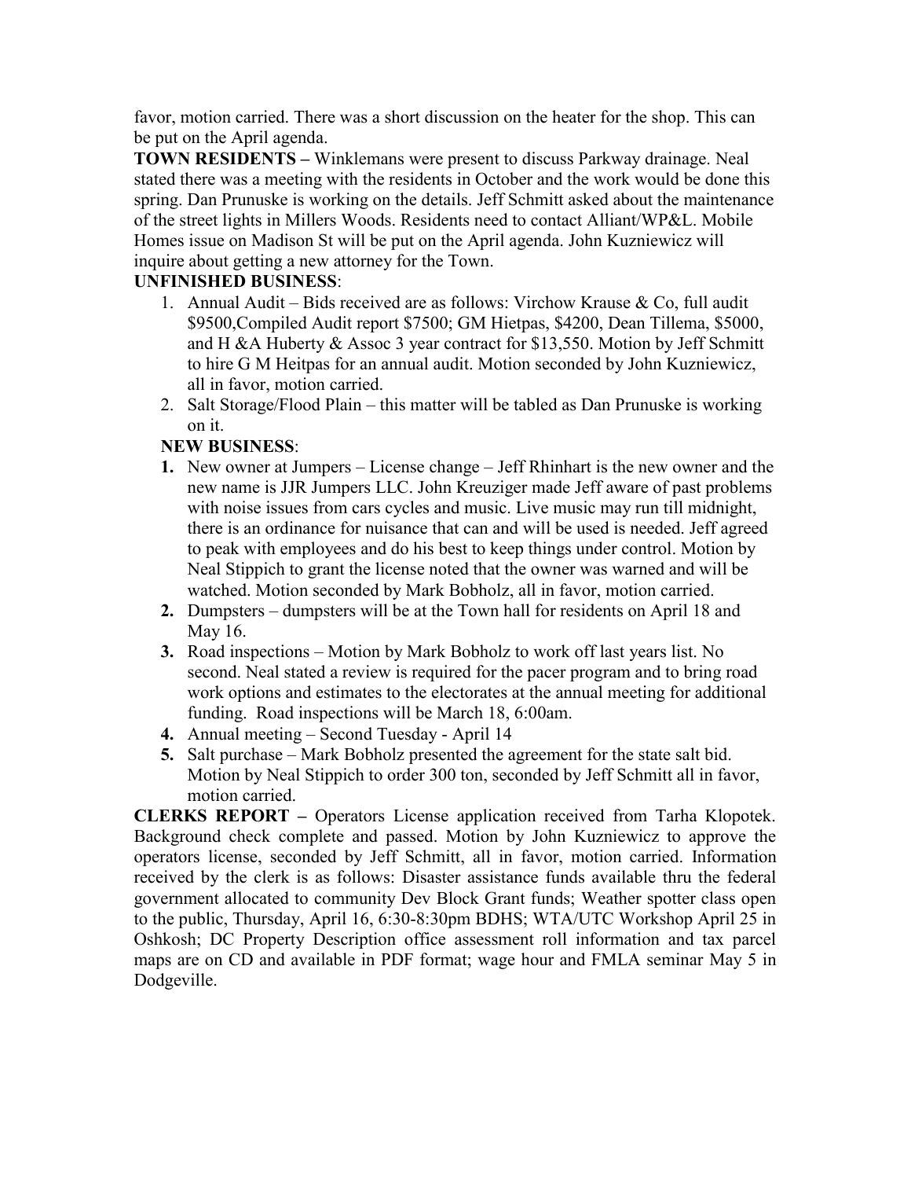favor, motion carried. There was a short discussion on the heater for the shop. This can be put on the April agenda.

**TOWN RESIDENTS –** Winklemans were present to discuss Parkway drainage. Neal stated there was a meeting with the residents in October and the work would be done this spring. Dan Prunuske is working on the details. Jeff Schmitt asked about the maintenance of the street lights in Millers Woods. Residents need to contact Alliant/WP&L. Mobile Homes issue on Madison St will be put on the April agenda. John Kuzniewicz will inquire about getting a new attorney for the Town.

**UNFINISHED BUSINESS**:

1. Annual Audit – Bids received are as follows: Virchow Krause & Co, full audit $9500,Compiled Audit report $7500; GM Hietpas, $4200, Dean Tillema, $5000, and H &A Huberty & Assoc 3 year contract for $13,550. Motion by Jeff Schmitt to hire G M Heitpas for an annual audit. Motion seconded by John Kuzniewicz, all in favor, motion carried.
2. Salt Storage/Flood Plain – this matter will be tabled as Dan Prunuske is working on it.

**NEW BUSINESS**:

1. New owner at Jumpers – License change – Jeff Rhinhart is the new owner and the new name is JJR Jumpers LLC. John Kreuziger made Jeff aware of past problems with noise issues from cars cycles and music. Live music may run till midnight, there is an ordinance for nuisance that can and will be used is needed. Jeff agreed to peak with employees and do his best to keep things under control. Motion by Neal Stippich to grant the license noted that the owner was warned and will be watched. Motion seconded by Mark Bobholz, all in favor, motion carried.
2. Dumpsters – dumpsters will be at the Town hall for residents on April 18 and May 16.
3. Road inspections – Motion by Mark Bobholz to work off last years list. No second. Neal stated a review is required for the pacer program and to bring road work options and estimates to the electorates at the annual meeting for additional funding. Road inspections will be March 18, 6:00am.
4. Annual meeting – Second Tuesday - April 14
5. Salt purchase – Mark Bobholz presented the agreement for the state salt bid. Motion by Neal Stippich to order 300 ton, seconded by Jeff Schmitt all in favor, motion carried.

**CLERKS REPORT –** Operators License application received from Tarha Klopotek. Background check complete and passed. Motion by John Kuzniewicz to approve the operators license, seconded by Jeff Schmitt, all in favor, motion carried. Information received by the clerk is as follows: Disaster assistance funds available thru the federal government allocated to community Dev Block Grant funds; Weather spotter class open to the public, Thursday, April 16, 6:30-8:30pm BDHS; WTA/UTC Workshop April 25 in Oshkosh; DC Property Description office assessment roll information and tax parcel maps are on CD and available in PDF format; wage hour and FMLA seminar May 5 in Dodgeville.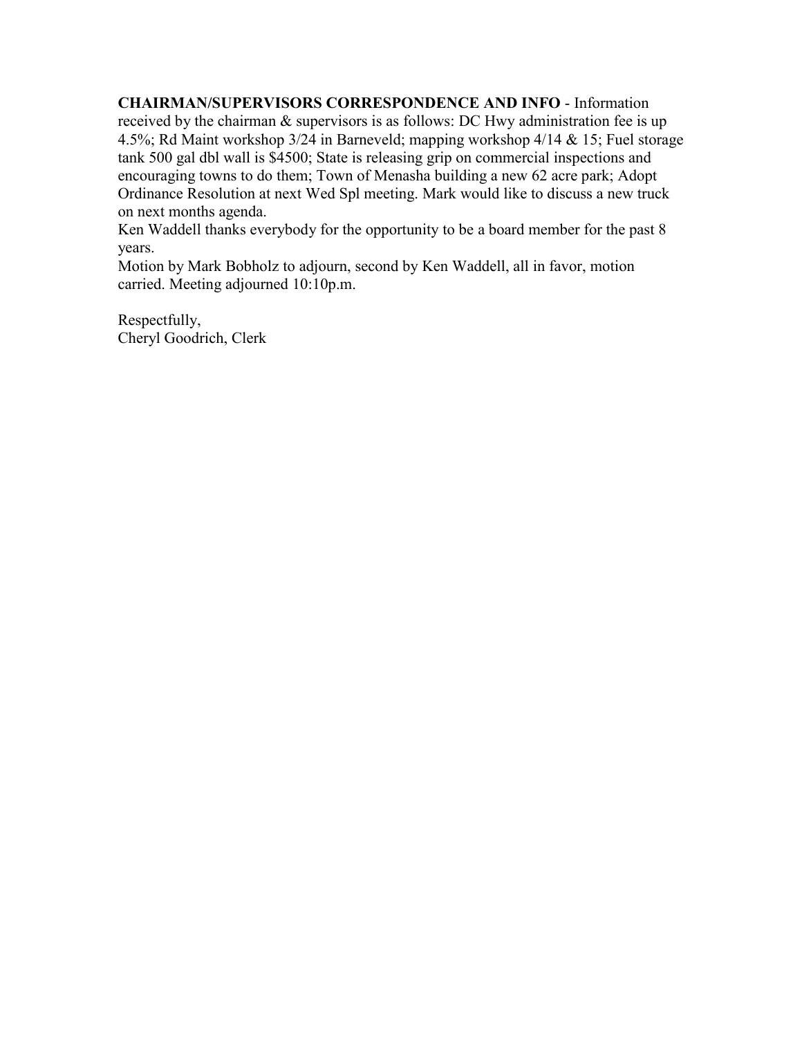**CHAIRMAN/SUPERVISORS CORRESPONDENCE AND INFO** - Information received by the chairman & supervisors is as follows: DC Hwy administration fee is up 4.5%; Rd Maint workshop 3/24 in Barneveld; mapping workshop 4/14 & 15; Fuel storage tank 500 gal dbl wall is $4500; State is releasing grip on commercial inspections and encouraging towns to do them; Town of Menasha building a new 62 acre park; Adopt Ordinance Resolution at next Wed Spl meeting. Mark would like to discuss a new truck on next months agenda.

Ken Waddell thanks everybody for the opportunity to be a board member for the past 8 years.

Motion by Mark Bobholz to adjourn, second by Ken Waddell, all in favor, motion carried. Meeting adjourned 10:10p.m.

Respectfully,
Cheryl Goodrich, Clerk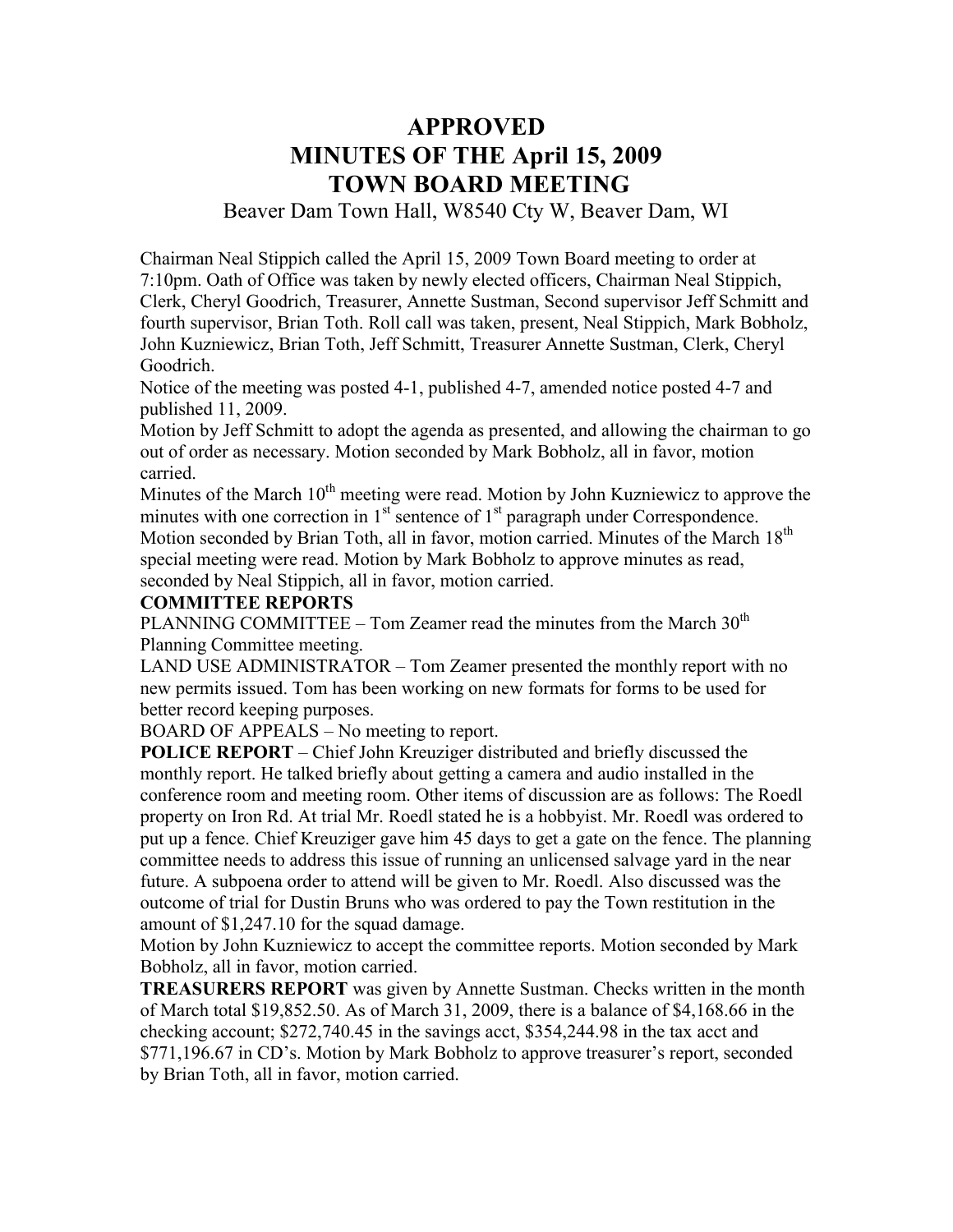# APPROVED
# MINUTES OF THE April 15, 2009
# TOWN BOARD MEETING

Beaver Dam Town Hall, W8540 Cty W, Beaver Dam, WI

Chairman Neal Stippich called the April 15, 2009 Town Board meeting to order at 7:10pm. Oath of Office was taken by newly elected officers, Chairman Neal Stippich, Clerk, Cheryl Goodrich, Treasurer, Annette Sustman, Second supervisor Jeff Schmitt and fourth supervisor, Brian Toth. Roll call was taken, present, Neal Stippich, Mark Bobholz, John Kuzniewicz, Brian Toth, Jeff Schmitt, Treasurer Annette Sustman, Clerk, Cheryl Goodrich.

Notice of the meeting was posted 4-1, published 4-7, amended notice posted 4-7 and published 11, 2009.

Motion by Jeff Schmitt to adopt the agenda as presented, and allowing the chairman to go out of order as necessary. Motion seconded by Mark Bobholz, all in favor, motion carried.

Minutes of the March 10th meeting were read. Motion by John Kuzniewicz to approve the minutes with one correction in 1st sentence of 1st paragraph under Correspondence. Motion seconded by Brian Toth, all in favor, motion carried. Minutes of the March 18th special meeting were read. Motion by Mark Bobholz to approve minutes as read, seconded by Neal Stippich, all in favor, motion carried.

**COMMITTEE REPORTS**

PLANNING COMMITTEE – Tom Zeamer read the minutes from the March 30th Planning Committee meeting.

LAND USE ADMINISTRATOR – Tom Zeamer presented the monthly report with no new permits issued. Tom has been working on new formats for forms to be used for better record keeping purposes.

BOARD OF APPEALS – No meeting to report.

**POLICE REPORT** – Chief John Kreuziger distributed and briefly discussed the monthly report. He talked briefly about getting a camera and audio installed in the conference room and meeting room. Other items of discussion are as follows: The Roedl property on Iron Rd. At trial Mr. Roedl stated he is a hobbyist. Mr. Roedl was ordered to put up a fence. Chief Kreuziger gave him 45 days to get a gate on the fence. The planning committee needs to address this issue of running an unlicensed salvage yard in the near future. A subpoena order to attend will be given to Mr. Roedl. Also discussed was the outcome of trial for Dustin Bruns who was ordered to pay the Town restitution in the amount of $1,247.10 for the squad damage.

Motion by John Kuzniewicz to accept the committee reports. Motion seconded by Mark Bobholz, all in favor, motion carried.

**TREASURERS REPORT** was given by Annette Sustman. Checks written in the month of March total $19,852.50. As of March 31, 2009, there is a balance of $4,168.66 in the checking account; $272,740.45 in the savings acct, $354,244.98 in the tax acct and $771,196.67 in CD's. Motion by Mark Bobholz to approve treasurer's report, seconded by Brian Toth, all in favor, motion carried.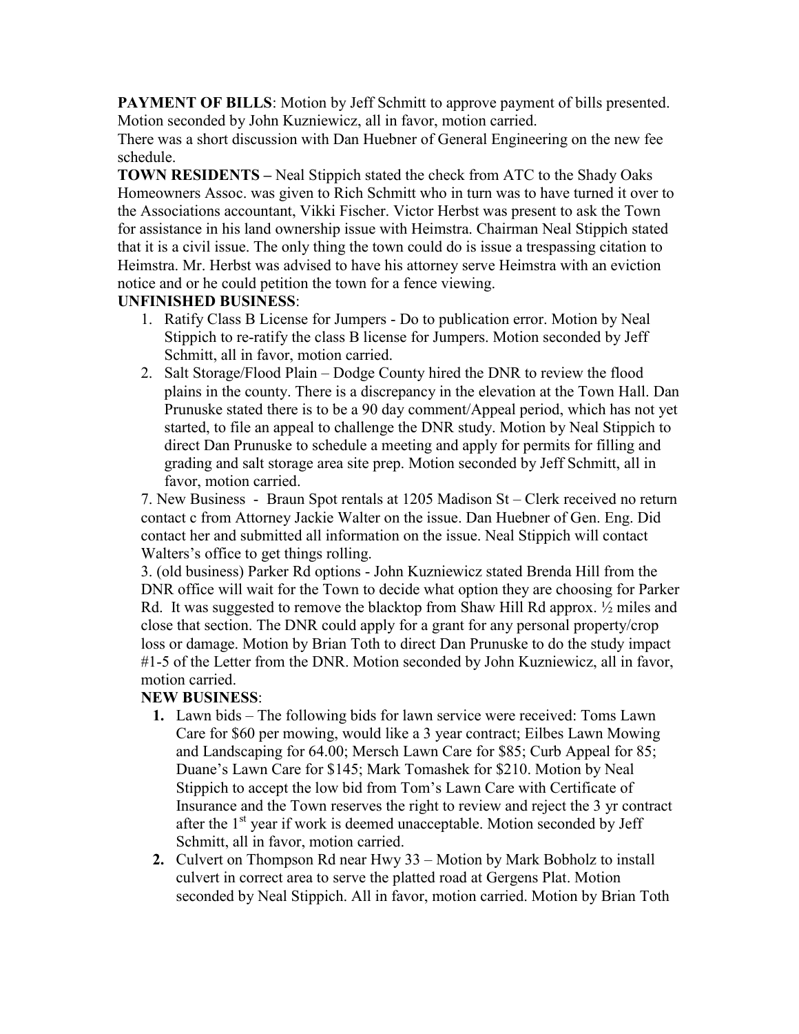**PAYMENT OF BILLS**: Motion by Jeff Schmitt to approve payment of bills presented. Motion seconded by John Kuzniewicz, all in favor, motion carried.

There was a short discussion with Dan Huebner of General Engineering on the new fee schedule.

**TOWN RESIDENTS –** Neal Stippich stated the check from ATC to the Shady Oaks Homeowners Assoc. was given to Rich Schmitt who in turn was to have turned it over to the Associations accountant, Vikki Fischer. Victor Herbst was present to ask the Town for assistance in his land ownership issue with Heimstra. Chairman Neal Stippich stated that it is a civil issue. The only thing the town could do is issue a trespassing citation to Heimstra. Mr. Herbst was advised to have his attorney serve Heimstra with an eviction notice and or he could petition the town for a fence viewing.

**UNFINISHED BUSINESS**:

1. Ratify Class B License for Jumpers - Do to publication error. Motion by Neal Stippich to re-ratify the class B license for Jumpers. Motion seconded by Jeff Schmitt, all in favor, motion carried.
2. Salt Storage/Flood Plain – Dodge County hired the DNR to review the flood plains in the county. There is a discrepancy in the elevation at the Town Hall. Dan Prunuske stated there is to be a 90 day comment/Appeal period, which has not yet started, to file an appeal to challenge the DNR study. Motion by Neal Stippich to direct Dan Prunuske to schedule a meeting and apply for permits for filling and grading and salt storage area site prep. Motion seconded by Jeff Schmitt, all in favor, motion carried.

7. New Business - Braun Spot rentals at 1205 Madison St – Clerk received no return contact c from Attorney Jackie Walter on the issue. Dan Huebner of Gen. Eng. Did contact her and submitted all information on the issue. Neal Stippich will contact Walters's office to get things rolling.

3. (old business) Parker Rd options - John Kuzniewicz stated Brenda Hill from the DNR office will wait for the Town to decide what option they are choosing for Parker Rd. It was suggested to remove the blacktop from Shaw Hill Rd approx. ½ miles and close that section. The DNR could apply for a grant for any personal property/crop loss or damage. Motion by Brian Toth to direct Dan Prunuske to do the study impact #1-5 of the Letter from the DNR. Motion seconded by John Kuzniewicz, all in favor, motion carried.

**NEW BUSINESS**:

1. Lawn bids – The following bids for lawn service were received: Toms Lawn Care for $60 per mowing, would like a 3 year contract; Eilbes Lawn Mowing and Landscaping for 64.00; Mersch Lawn Care for $85; Curb Appeal for 85; Duane's Lawn Care for $145; Mark Tomashek for $210. Motion by Neal Stippich to accept the low bid from Tom's Lawn Care with Certificate of Insurance and the Town reserves the right to review and reject the 3 yr contract after the 1st year if work is deemed unacceptable. Motion seconded by Jeff Schmitt, all in favor, motion carried.
2. Culvert on Thompson Rd near Hwy 33 – Motion by Mark Bobholz to install culvert in correct area to serve the platted road at Gergens Plat. Motion seconded by Neal Stippich. All in favor, motion carried. Motion by Brian Toth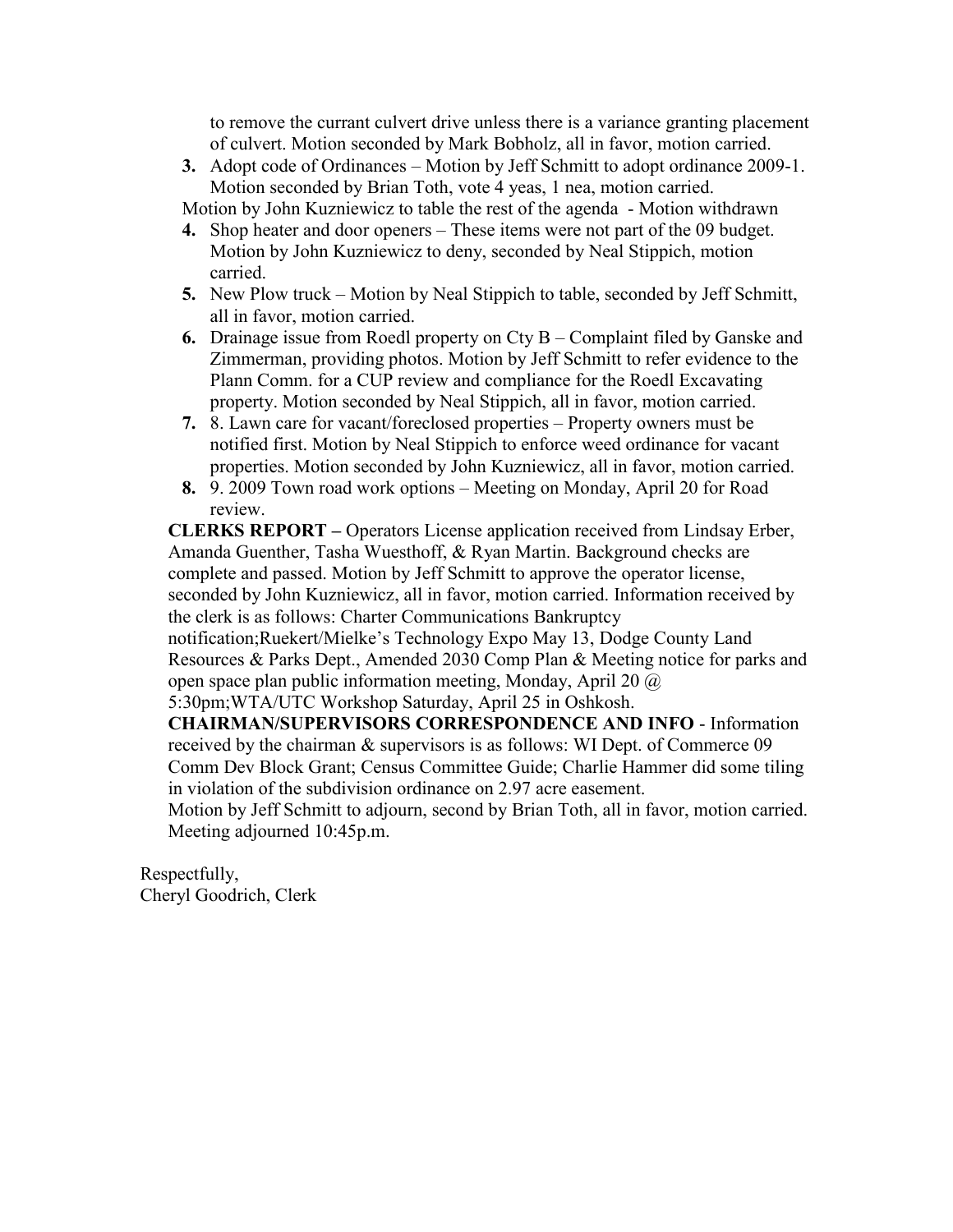to remove the currant culvert drive unless there is a variance granting placement of culvert. Motion seconded by Mark Bobholz, all in favor, motion carried.

3. Adopt code of Ordinances – Motion by Jeff Schmitt to adopt ordinance 2009-1. Motion seconded by Brian Toth, vote 4 yeas, 1 nea, motion carried.

Motion by John Kuzniewicz to table the rest of the agenda - Motion withdrawn

4. Shop heater and door openers – These items were not part of the 09 budget. Motion by John Kuzniewicz to deny, seconded by Neal Stippich, motion carried.
5. New Plow truck – Motion by Neal Stippich to table, seconded by Jeff Schmitt, all in favor, motion carried.
6. Drainage issue from Roedl property on Cty B – Complaint filed by Ganske and Zimmerman, providing photos. Motion by Jeff Schmitt to refer evidence to the Plann Comm. for a CUP review and compliance for the Roedl Excavating property. Motion seconded by Neal Stippich, all in favor, motion carried.
7. 8. Lawn care for vacant/foreclosed properties – Property owners must be notified first. Motion by Neal Stippich to enforce weed ordinance for vacant properties. Motion seconded by John Kuzniewicz, all in favor, motion carried.
8. 9. 2009 Town road work options – Meeting on Monday, April 20 for Road review.

**CLERKS REPORT –** Operators License application received from Lindsay Erber, Amanda Guenther, Tasha Wuesthoff, & Ryan Martin. Background checks are complete and passed. Motion by Jeff Schmitt to approve the operator license, seconded by John Kuzniewicz, all in favor, motion carried. Information received by the clerk is as follows: Charter Communications Bankruptcy notification;Ruekert/Mielke's Technology Expo May 13, Dodge County Land Resources & Parks Dept., Amended 2030 Comp Plan & Meeting notice for parks and open space plan public information meeting, Monday, April 20 @ 5:30pm;WTA/UTC Workshop Saturday, April 25 in Oshkosh.

**CHAIRMAN/SUPERVISORS CORRESPONDENCE AND INFO** - Information received by the chairman & supervisors is as follows: WI Dept. of Commerce 09 Comm Dev Block Grant; Census Committee Guide; Charlie Hammer did some tiling in violation of the subdivision ordinance on 2.97 acre easement.

Motion by Jeff Schmitt to adjourn, second by Brian Toth, all in favor, motion carried. Meeting adjourned 10:45p.m.

Respectfully,
Cheryl Goodrich, Clerk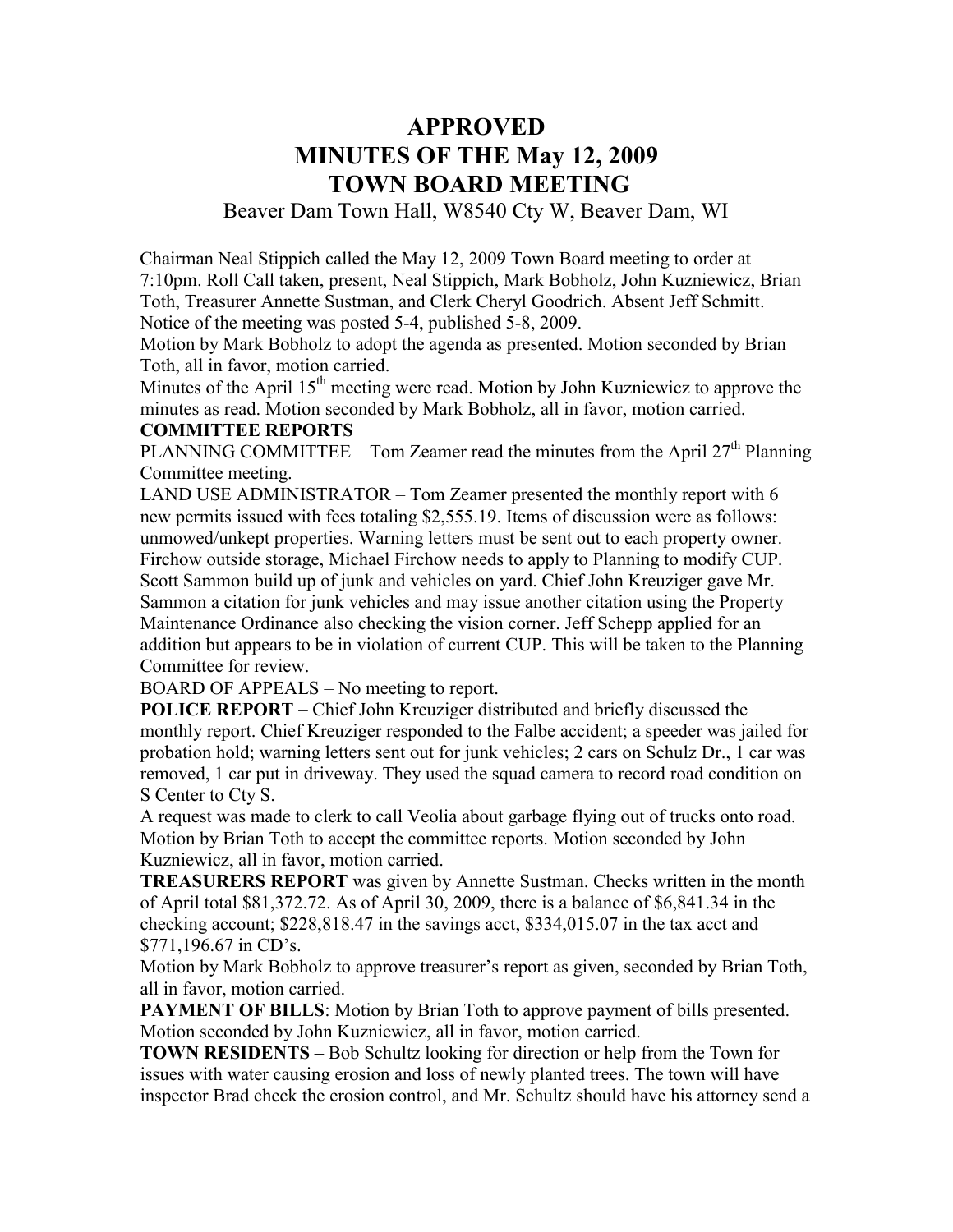# APPROVED
# MINUTES OF THE May 12, 2009
# TOWN BOARD MEETING

Beaver Dam Town Hall, W8540 Cty W, Beaver Dam, WI

Chairman Neal Stippich called the May 12, 2009 Town Board meeting to order at 7:10pm. Roll Call taken, present, Neal Stippich, Mark Bobholz, John Kuzniewicz, Brian Toth, Treasurer Annette Sustman, and Clerk Cheryl Goodrich. Absent Jeff Schmitt. Notice of the meeting was posted 5-4, published 5-8, 2009.

Motion by Mark Bobholz to adopt the agenda as presented. Motion seconded by Brian Toth, all in favor, motion carried.

Minutes of the April 15th meeting were read. Motion by John Kuzniewicz to approve the minutes as read. Motion seconded by Mark Bobholz, all in favor, motion carried.

**COMMITTEE REPORTS**

PLANNING COMMITTEE – Tom Zeamer read the minutes from the April 27th Planning Committee meeting.

LAND USE ADMINISTRATOR – Tom Zeamer presented the monthly report with 6 new permits issued with fees totaling $2,555.19. Items of discussion were as follows: unmowed/unkept properties. Warning letters must be sent out to each property owner. Firchow outside storage, Michael Firchow needs to apply to Planning to modify CUP. Scott Sammon build up of junk and vehicles on yard. Chief John Kreuziger gave Mr. Sammon a citation for junk vehicles and may issue another citation using the Property Maintenance Ordinance also checking the vision corner. Jeff Schepp applied for an addition but appears to be in violation of current CUP. This will be taken to the Planning Committee for review.

BOARD OF APPEALS – No meeting to report.

**POLICE REPORT** – Chief John Kreuziger distributed and briefly discussed the monthly report. Chief Kreuziger responded to the Falbe accident; a speeder was jailed for probation hold; warning letters sent out for junk vehicles; 2 cars on Schulz Dr., 1 car was removed, 1 car put in driveway. They used the squad camera to record road condition on S Center to Cty S.

A request was made to clerk to call Veolia about garbage flying out of trucks onto road.

Motion by Brian Toth to accept the committee reports. Motion seconded by John Kuzniewicz, all in favor, motion carried.

**TREASURERS REPORT** was given by Annette Sustman. Checks written in the month of April total $81,372.72. As of April 30, 2009, there is a balance of $6,841.34 in the checking account; $228,818.47 in the savings acct, $334,015.07 in the tax acct and $771,196.67 in CD's.

Motion by Mark Bobholz to approve treasurer's report as given, seconded by Brian Toth, all in favor, motion carried.

**PAYMENT OF BILLS**: Motion by Brian Toth to approve payment of bills presented. Motion seconded by John Kuzniewicz, all in favor, motion carried.

**TOWN RESIDENTS –** Bob Schultz looking for direction or help from the Town for issues with water causing erosion and loss of newly planted trees. The town will have inspector Brad check the erosion control, and Mr. Schultz should have his attorney send a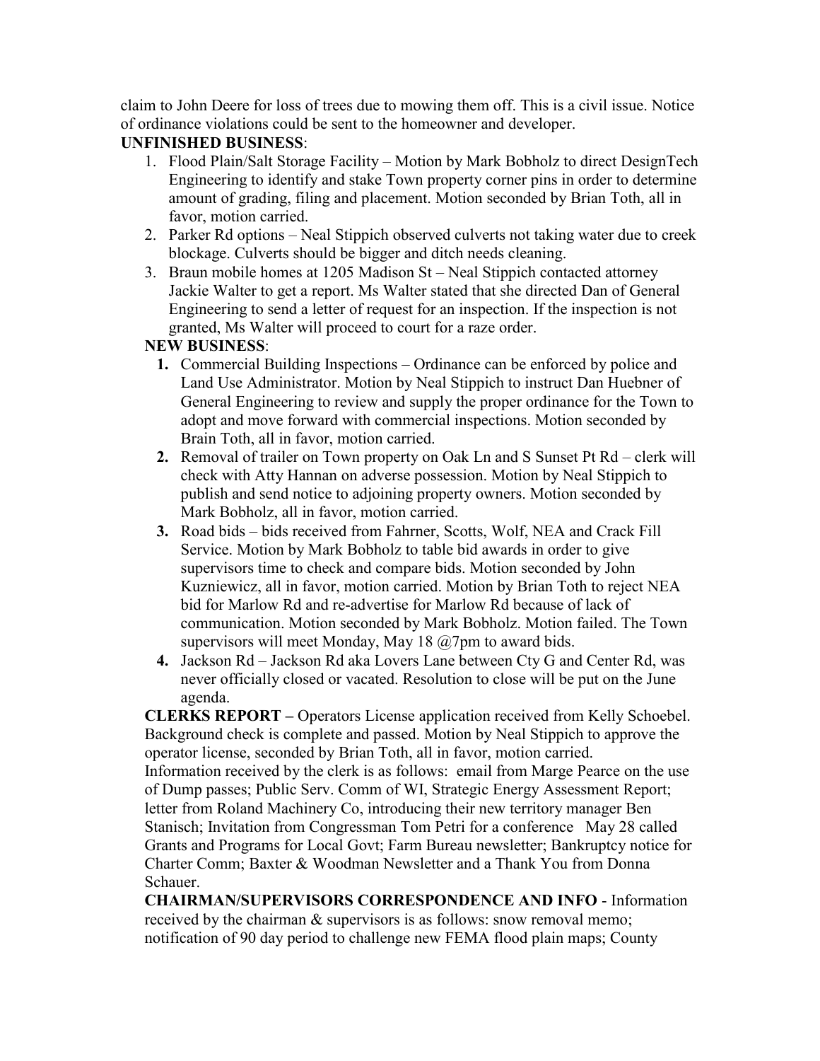claim to John Deere for loss of trees due to mowing them off. This is a civil issue. Notice of ordinance violations could be sent to the homeowner and developer.

**UNFINISHED BUSINESS**:

1. Flood Plain/Salt Storage Facility – Motion by Mark Bobholz to direct DesignTech Engineering to identify and stake Town property corner pins in order to determine amount of grading, filing and placement. Motion seconded by Brian Toth, all in favor, motion carried.
2. Parker Rd options – Neal Stippich observed culverts not taking water due to creek blockage. Culverts should be bigger and ditch needs cleaning.
3. Braun mobile homes at 1205 Madison St – Neal Stippich contacted attorney Jackie Walter to get a report. Ms Walter stated that she directed Dan of General Engineering to send a letter of request for an inspection. If the inspection is not granted, Ms Walter will proceed to court for a raze order.

**NEW BUSINESS**:

1. Commercial Building Inspections – Ordinance can be enforced by police and Land Use Administrator. Motion by Neal Stippich to instruct Dan Huebner of General Engineering to review and supply the proper ordinance for the Town to adopt and move forward with commercial inspections. Motion seconded by Brain Toth, all in favor, motion carried.
2. Removal of trailer on Town property on Oak Ln and S Sunset Pt Rd – clerk will check with Atty Hannan on adverse possession. Motion by Neal Stippich to publish and send notice to adjoining property owners. Motion seconded by Mark Bobholz, all in favor, motion carried.
3. Road bids – bids received from Fahrner, Scotts, Wolf, NEA and Crack Fill Service. Motion by Mark Bobholz to table bid awards in order to give supervisors time to check and compare bids. Motion seconded by John Kuzniewicz, all in favor, motion carried. Motion by Brian Toth to reject NEA bid for Marlow Rd and re-advertise for Marlow Rd because of lack of communication. Motion seconded by Mark Bobholz. Motion failed. The Town supervisors will meet Monday, May 18 @7pm to award bids.
4. Jackson Rd – Jackson Rd aka Lovers Lane between Cty G and Center Rd, was never officially closed or vacated. Resolution to close will be put on the June agenda.

**CLERKS REPORT –** Operators License application received from Kelly Schoebel. Background check is complete and passed. Motion by Neal Stippich to approve the operator license, seconded by Brian Toth, all in favor, motion carried.
Information received by the clerk is as follows: email from Marge Pearce on the use of Dump passes; Public Serv. Comm of WI, Strategic Energy Assessment Report; letter from Roland Machinery Co, introducing their new territory manager Ben Stanisch; Invitation from Congressman Tom Petri for a conference May 28 called Grants and Programs for Local Govt; Farm Bureau newsletter; Bankruptcy notice for Charter Comm; Baxter & Woodman Newsletter and a Thank You from Donna Schauer.

**CHAIRMAN/SUPERVISORS CORRESPONDENCE AND INFO** - Information received by the chairman & supervisors is as follows: snow removal memo; notification of 90 day period to challenge new FEMA flood plain maps; County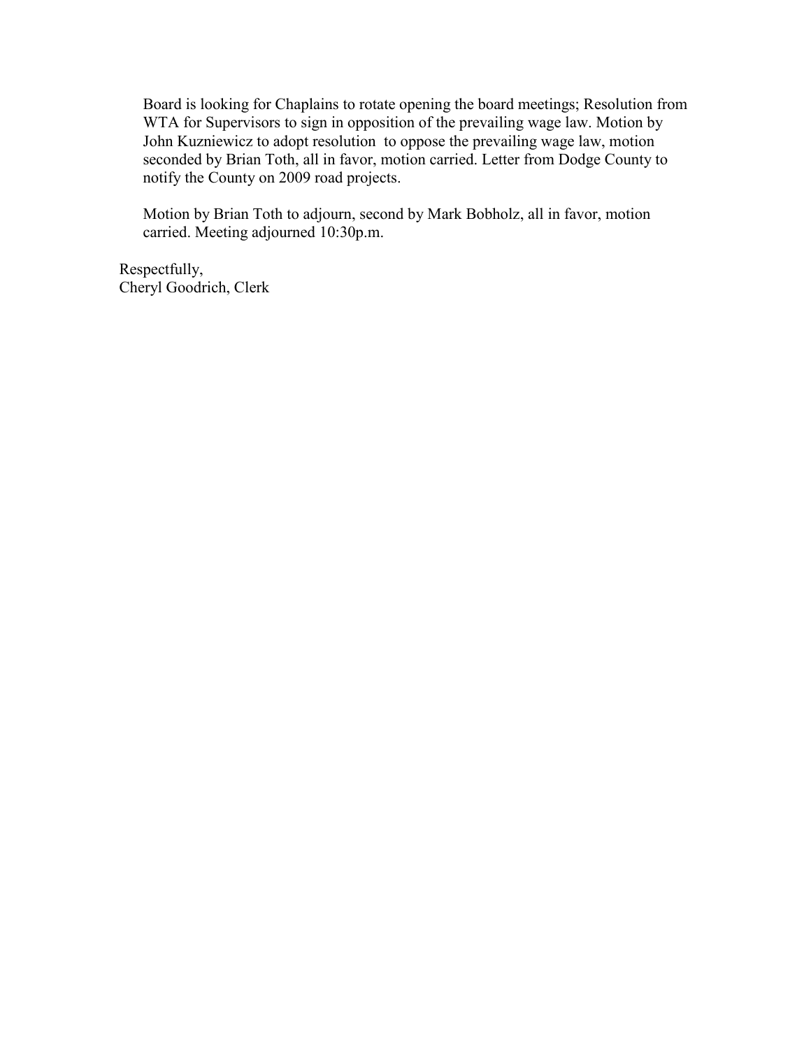Board is looking for Chaplains to rotate opening the board meetings; Resolution from WTA for Supervisors to sign in opposition of the prevailing wage law. Motion by John Kuzniewicz to adopt resolution  to oppose the prevailing wage law, motion seconded by Brian Toth, all in favor, motion carried. Letter from Dodge County to notify the County on 2009 road projects.

Motion by Brian Toth to adjourn, second by Mark Bobholz, all in favor, motion carried. Meeting adjourned 10:30p.m.

Respectfully,
Cheryl Goodrich, Clerk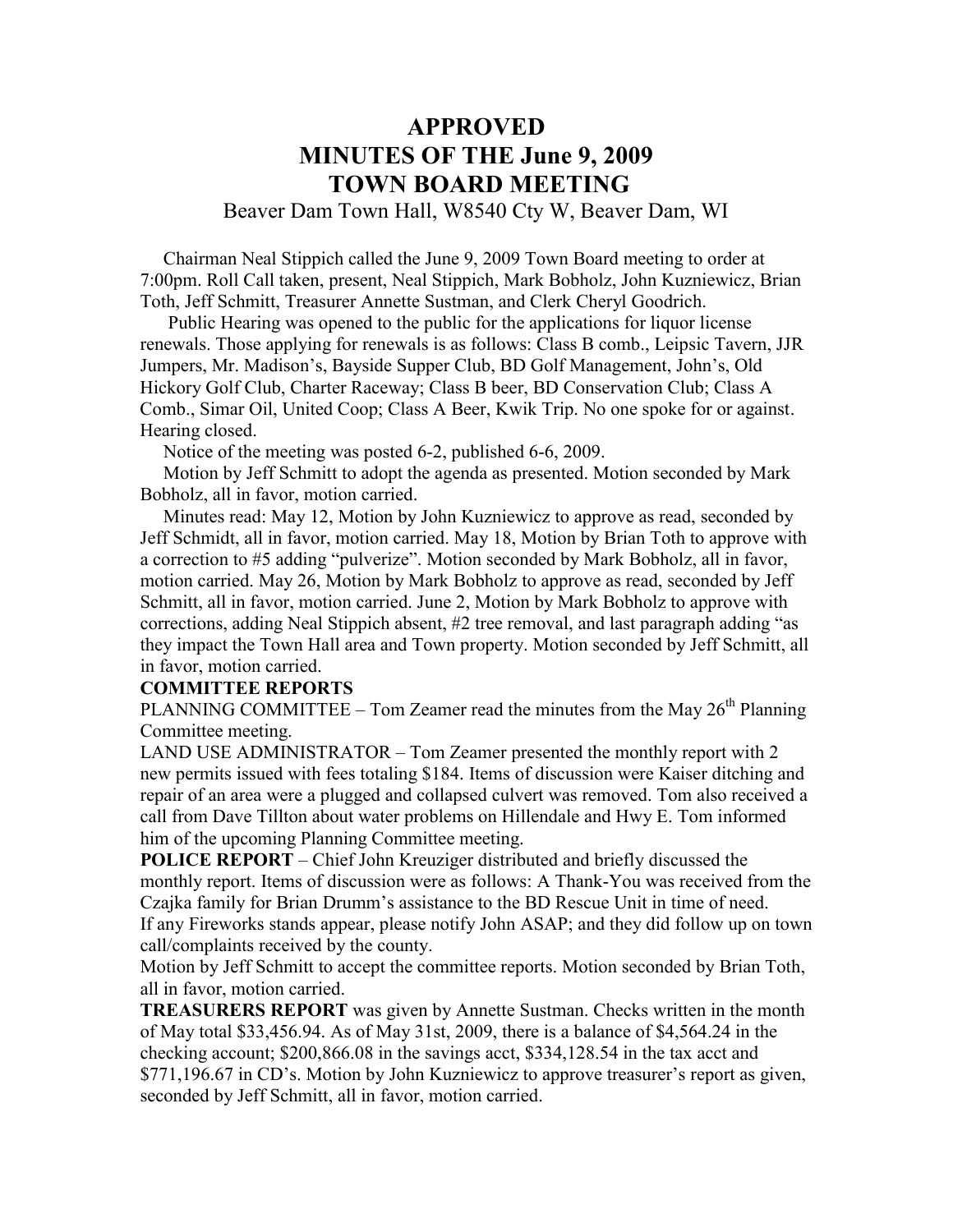# APPROVED
# MINUTES OF THE June 9, 2009
# TOWN BOARD MEETING

Beaver Dam Town Hall, W8540 Cty W, Beaver Dam, WI

Chairman Neal Stippich called the June 9, 2009 Town Board meeting to order at 7:00pm. Roll Call taken, present, Neal Stippich, Mark Bobholz, John Kuzniewicz, Brian Toth, Jeff Schmitt, Treasurer Annette Sustman, and Clerk Cheryl Goodrich.

Public Hearing was opened to the public for the applications for liquor license renewals. Those applying for renewals is as follows: Class B comb., Leipsic Tavern, JJR Jumpers, Mr. Madison's, Bayside Supper Club, BD Golf Management, John's, Old Hickory Golf Club, Charter Raceway; Class B beer, BD Conservation Club; Class A Comb., Simar Oil, United Coop; Class A Beer, Kwik Trip. No one spoke for or against. Hearing closed.

Notice of the meeting was posted 6-2, published 6-6, 2009.

Motion by Jeff Schmitt to adopt the agenda as presented. Motion seconded by Mark Bobholz, all in favor, motion carried.

Minutes read: May 12, Motion by John Kuzniewicz to approve as read, seconded by Jeff Schmidt, all in favor, motion carried. May 18, Motion by Brian Toth to approve with a correction to #5 adding "pulverize". Motion seconded by Mark Bobholz, all in favor, motion carried. May 26, Motion by Mark Bobholz to approve as read, seconded by Jeff Schmitt, all in favor, motion carried. June 2, Motion by Mark Bobholz to approve with corrections, adding Neal Stippich absent, #2 tree removal, and last paragraph adding "as they impact the Town Hall area and Town property. Motion seconded by Jeff Schmitt, all in favor, motion carried.

**COMMITTEE REPORTS**

PLANNING COMMITTEE – Tom Zeamer read the minutes from the May 26th Planning Committee meeting.

LAND USE ADMINISTRATOR – Tom Zeamer presented the monthly report with 2 new permits issued with fees totaling $184. Items of discussion were Kaiser ditching and repair of an area were a plugged and collapsed culvert was removed. Tom also received a call from Dave Tillton about water problems on Hillendale and Hwy E. Tom informed him of the upcoming Planning Committee meeting.

**POLICE REPORT** – Chief John Kreuziger distributed and briefly discussed the monthly report. Items of discussion were as follows: A Thank-You was received from the Czajka family for Brian Drumm's assistance to the BD Rescue Unit in time of need. If any Fireworks stands appear, please notify John ASAP; and they did follow up on town call/complaints received by the county.

Motion by Jeff Schmitt to accept the committee reports. Motion seconded by Brian Toth, all in favor, motion carried.

**TREASURERS REPORT** was given by Annette Sustman. Checks written in the month of May total $33,456.94. As of May 31st, 2009, there is a balance of $4,564.24 in the checking account; $200,866.08 in the savings acct, $334,128.54 in the tax acct and $771,196.67 in CD's. Motion by John Kuzniewicz to approve treasurer's report as given, seconded by Jeff Schmitt, all in favor, motion carried.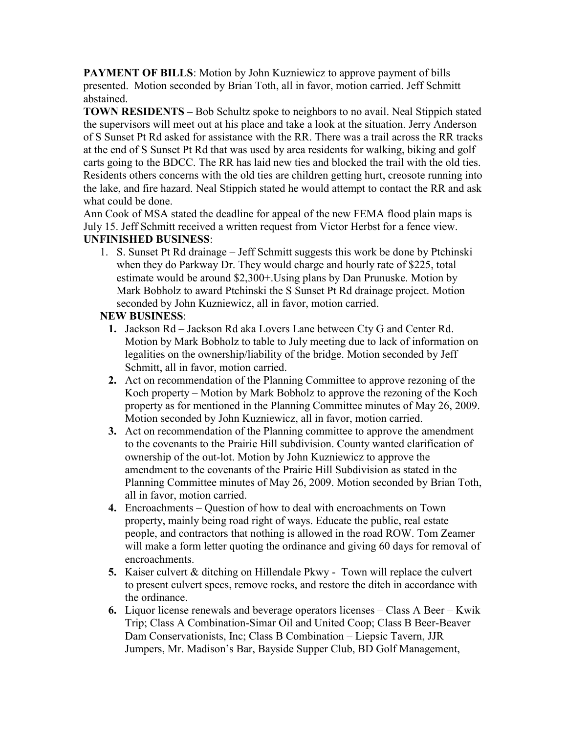**PAYMENT OF BILLS**: Motion by John Kuzniewicz to approve payment of bills presented. Motion seconded by Brian Toth, all in favor, motion carried. Jeff Schmitt abstained.

**TOWN RESIDENTS –** Bob Schultz spoke to neighbors to no avail. Neal Stippich stated the supervisors will meet out at his place and take a look at the situation. Jerry Anderson of S Sunset Pt Rd asked for assistance with the RR. There was a trail across the RR tracks at the end of S Sunset Pt Rd that was used by area residents for walking, biking and golf carts going to the BDCC. The RR has laid new ties and blocked the trail with the old ties. Residents others concerns with the old ties are children getting hurt, creosote running into the lake, and fire hazard. Neal Stippich stated he would attempt to contact the RR and ask what could be done.

Ann Cook of MSA stated the deadline for appeal of the new FEMA flood plain maps is July 15. Jeff Schmitt received a written request from Victor Herbst for a fence view.

**UNFINISHED BUSINESS**:

1. S. Sunset Pt Rd drainage – Jeff Schmitt suggests this work be done by Ptchinski when they do Parkway Dr. They would charge and hourly rate of $225, total estimate would be around $2,300+.Using plans by Dan Prunuske. Motion by Mark Bobholz to award Ptchinski the S Sunset Pt Rd drainage project. Motion seconded by John Kuzniewicz, all in favor, motion carried.

**NEW BUSINESS**:

1. Jackson Rd – Jackson Rd aka Lovers Lane between Cty G and Center Rd. Motion by Mark Bobholz to table to July meeting due to lack of information on legalities on the ownership/liability of the bridge. Motion seconded by Jeff Schmitt, all in favor, motion carried.
2. Act on recommendation of the Planning Committee to approve rezoning of the Koch property – Motion by Mark Bobholz to approve the rezoning of the Koch property as for mentioned in the Planning Committee minutes of May 26, 2009. Motion seconded by John Kuzniewicz, all in favor, motion carried.
3. Act on recommendation of the Planning committee to approve the amendment to the covenants to the Prairie Hill subdivision. County wanted clarification of ownership of the out-lot. Motion by John Kuzniewicz to approve the amendment to the covenants of the Prairie Hill Subdivision as stated in the Planning Committee minutes of May 26, 2009. Motion seconded by Brian Toth, all in favor, motion carried.
4. Encroachments – Question of how to deal with encroachments on Town property, mainly being road right of ways. Educate the public, real estate people, and contractors that nothing is allowed in the road ROW. Tom Zeamer will make a form letter quoting the ordinance and giving 60 days for removal of encroachments.
5. Kaiser culvert & ditching on Hillendale Pkwy - Town will replace the culvert to present culvert specs, remove rocks, and restore the ditch in accordance with the ordinance.
6. Liquor license renewals and beverage operators licenses – Class A Beer – Kwik Trip; Class A Combination-Simar Oil and United Coop; Class B Beer-Beaver Dam Conservationists, Inc; Class B Combination – Liepsic Tavern, JJR Jumpers, Mr. Madison's Bar, Bayside Supper Club, BD Golf Management,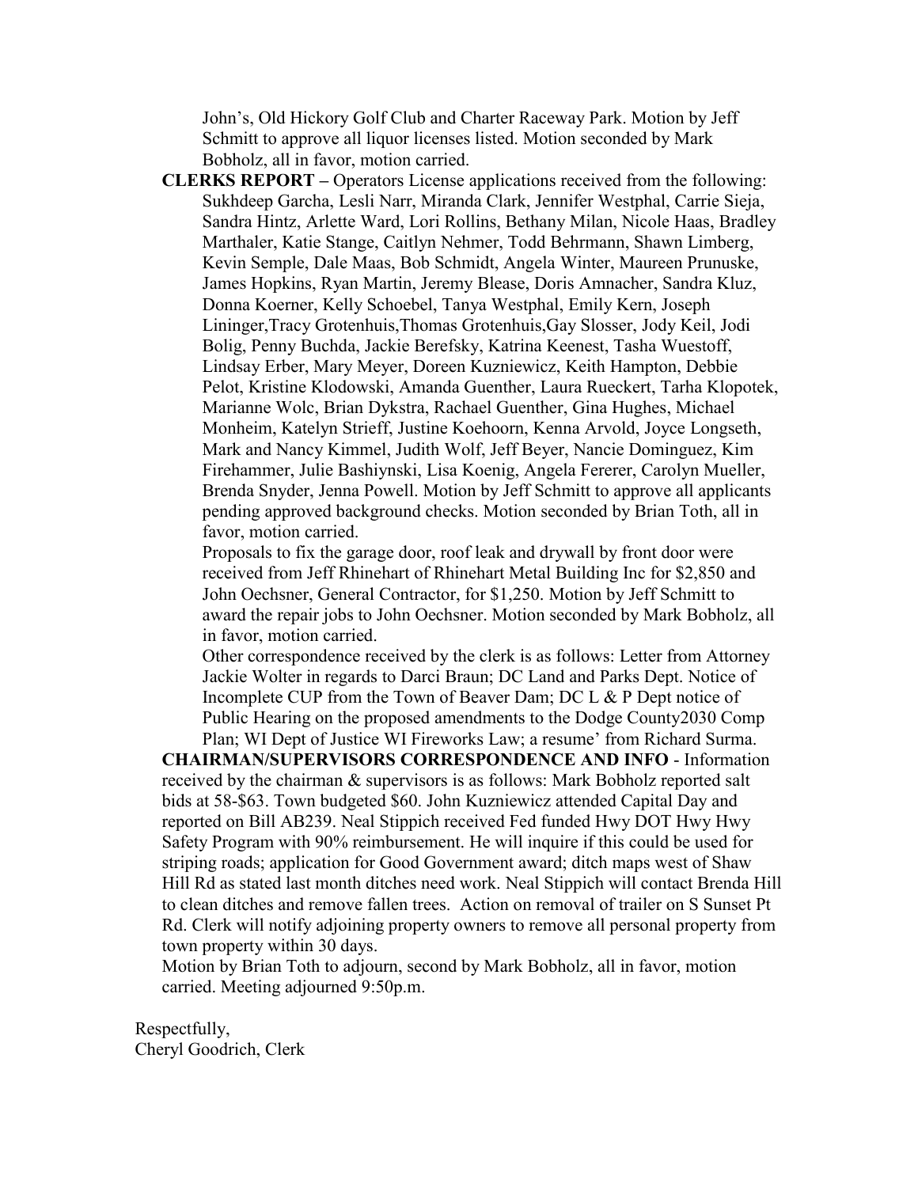John's, Old Hickory Golf Club and Charter Raceway Park. Motion by Jeff Schmitt to approve all liquor licenses listed. Motion seconded by Mark Bobholz, all in favor, motion carried.

**CLERKS REPORT –** Operators License applications received from the following: Sukhdeep Garcha, Lesli Narr, Miranda Clark, Jennifer Westphal, Carrie Sieja, Sandra Hintz, Arlette Ward, Lori Rollins, Bethany Milan, Nicole Haas, Bradley Marthaler, Katie Stange, Caitlyn Nehmer, Todd Behrmann, Shawn Limberg, Kevin Semple, Dale Maas, Bob Schmidt, Angela Winter, Maureen Prunuske, James Hopkins, Ryan Martin, Jeremy Blease, Doris Amnacher, Sandra Kluz, Donna Koerner, Kelly Schoebel, Tanya Westphal, Emily Kern, Joseph Lininger,Tracy Grotenhuis,Thomas Grotenhuis,Gay Slosser, Jody Keil, Jodi Bolig, Penny Buchda, Jackie Berefsky, Katrina Keenest, Tasha Wuestoff, Lindsay Erber, Mary Meyer, Doreen Kuzniewicz, Keith Hampton, Debbie Pelot, Kristine Klodowski, Amanda Guenther, Laura Rueckert, Tarha Klopotek, Marianne Wolc, Brian Dykstra, Rachael Guenther, Gina Hughes, Michael Monheim, Katelyn Strieff, Justine Koehoorn, Kenna Arvold, Joyce Longseth, Mark and Nancy Kimmel, Judith Wolf, Jeff Beyer, Nancie Dominguez, Kim Firehammer, Julie Bashiynski, Lisa Koenig, Angela Fererer, Carolyn Mueller, Brenda Snyder, Jenna Powell. Motion by Jeff Schmitt to approve all applicants pending approved background checks. Motion seconded by Brian Toth, all in favor, motion carried.

Proposals to fix the garage door, roof leak and drywall by front door were received from Jeff Rhinehart of Rhinehart Metal Building Inc for $2,850 and John Oechsner, General Contractor, for $1,250. Motion by Jeff Schmitt to award the repair jobs to John Oechsner. Motion seconded by Mark Bobholz, all in favor, motion carried.

Other correspondence received by the clerk is as follows: Letter from Attorney Jackie Wolter in regards to Darci Braun; DC Land and Parks Dept. Notice of Incomplete CUP from the Town of Beaver Dam; DC L & P Dept notice of Public Hearing on the proposed amendments to the Dodge County2030 Comp Plan; WI Dept of Justice WI Fireworks Law; a resume' from Richard Surma.

**CHAIRMAN/SUPERVISORS CORRESPONDENCE AND INFO** - Information received by the chairman & supervisors is as follows: Mark Bobholz reported salt bids at 58-$63. Town budgeted $60. John Kuzniewicz attended Capital Day and reported on Bill AB239. Neal Stippich received Fed funded Hwy DOT Hwy Hwy Safety Program with 90% reimbursement. He will inquire if this could be used for striping roads; application for Good Government award; ditch maps west of Shaw Hill Rd as stated last month ditches need work. Neal Stippich will contact Brenda Hill to clean ditches and remove fallen trees. Action on removal of trailer on S Sunset Pt Rd. Clerk will notify adjoining property owners to remove all personal property from town property within 30 days.

Motion by Brian Toth to adjourn, second by Mark Bobholz, all in favor, motion carried. Meeting adjourned 9:50p.m.

Respectfully,
Cheryl Goodrich, Clerk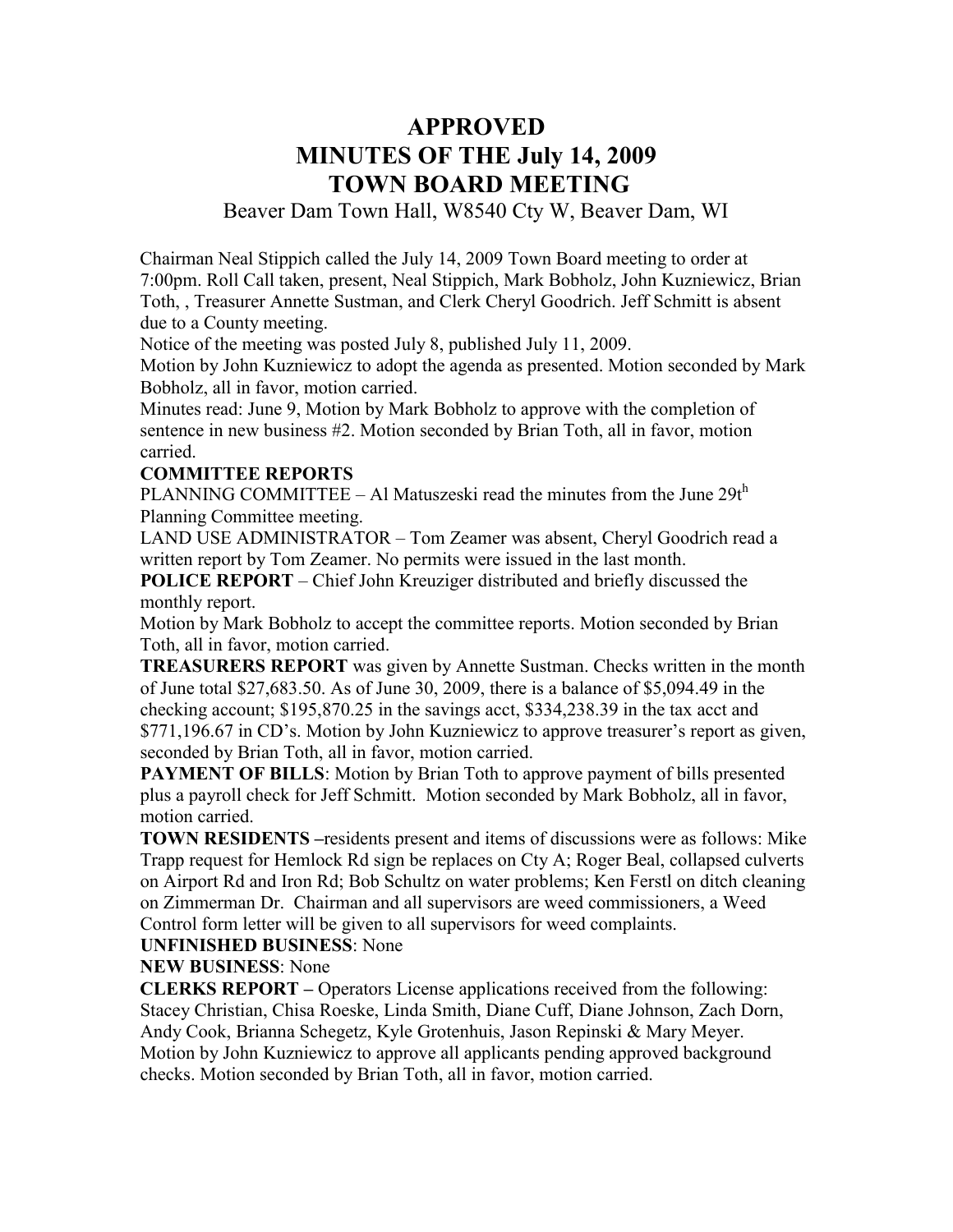# APPROVED
# MINUTES OF THE July 14, 2009
# TOWN BOARD MEETING

Beaver Dam Town Hall, W8540 Cty W, Beaver Dam, WI

Chairman Neal Stippich called the July 14, 2009 Town Board meeting to order at 7:00pm. Roll Call taken, present, Neal Stippich, Mark Bobholz, John Kuzniewicz, Brian Toth, , Treasurer Annette Sustman, and Clerk Cheryl Goodrich. Jeff Schmitt is absent due to a County meeting.

Notice of the meeting was posted July 8, published July 11, 2009.

Motion by John Kuzniewicz to adopt the agenda as presented. Motion seconded by Mark Bobholz, all in favor, motion carried.

Minutes read: June 9, Motion by Mark Bobholz to approve with the completion of sentence in new business #2. Motion seconded by Brian Toth, all in favor, motion carried.

**COMMITTEE REPORTS**

PLANNING COMMITTEE – Al Matuszeski read the minutes from the June 29t[h] Planning Committee meeting.

LAND USE ADMINISTRATOR – Tom Zeamer was absent, Cheryl Goodrich read a written report by Tom Zeamer. No permits were issued in the last month.

**POLICE REPORT** – Chief John Kreuziger distributed and briefly discussed the monthly report.

Motion by Mark Bobholz to accept the committee reports. Motion seconded by Brian Toth, all in favor, motion carried.

**TREASURERS REPORT** was given by Annette Sustman. Checks written in the month of June total $27,683.50. As of June 30, 2009, there is a balance of $5,094.49 in the checking account; $195,870.25 in the savings acct, $334,238.39 in the tax acct and $771,196.67 in CD's. Motion by John Kuzniewicz to approve treasurer's report as given, seconded by Brian Toth, all in favor, motion carried.

**PAYMENT OF BILLS**: Motion by Brian Toth to approve payment of bills presented plus a payroll check for Jeff Schmitt. Motion seconded by Mark Bobholz, all in favor, motion carried.

**TOWN RESIDENTS –**residents present and items of discussions were as follows: Mike Trapp request for Hemlock Rd sign be replaces on Cty A; Roger Beal, collapsed culverts on Airport Rd and Iron Rd; Bob Schultz on water problems; Ken Ferstl on ditch cleaning on Zimmerman Dr. Chairman and all supervisors are weed commissioners, a Weed Control form letter will be given to all supervisors for weed complaints.

**UNFINISHED BUSINESS**: None

**NEW BUSINESS**: None

**CLERKS REPORT –** Operators License applications received from the following: Stacey Christian, Chisa Roeske, Linda Smith, Diane Cuff, Diane Johnson, Zach Dorn, Andy Cook, Brianna Schegetz, Kyle Grotenhuis, Jason Repinski & Mary Meyer. Motion by John Kuzniewicz to approve all applicants pending approved background checks. Motion seconded by Brian Toth, all in favor, motion carried.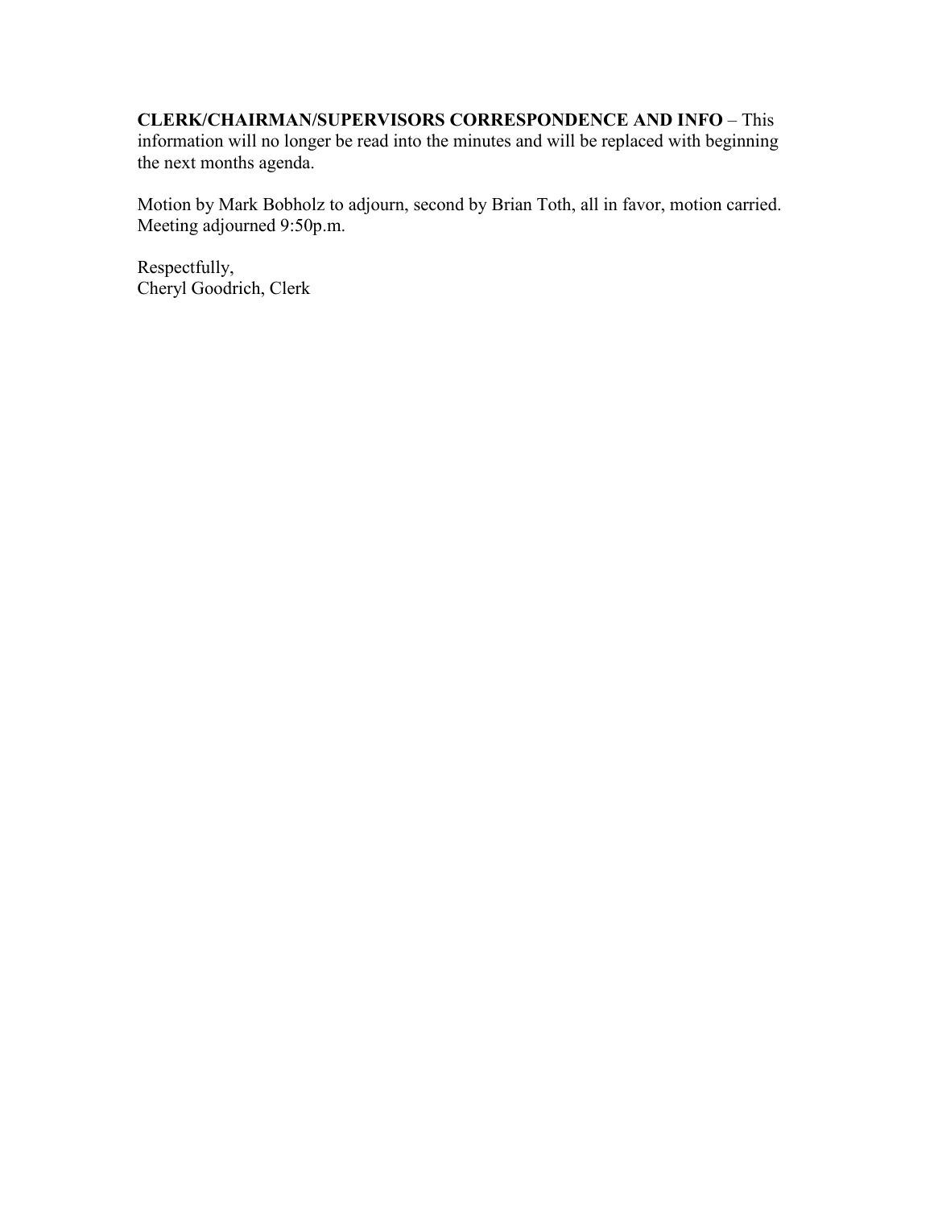**CLERK/CHAIRMAN/SUPERVISORS CORRESPONDENCE AND INFO** – This information will no longer be read into the minutes and will be replaced with beginning the next months agenda.

Motion by Mark Bobholz to adjourn, second by Brian Toth, all in favor, motion carried. Meeting adjourned 9:50p.m.

Respectfully,
Cheryl Goodrich, Clerk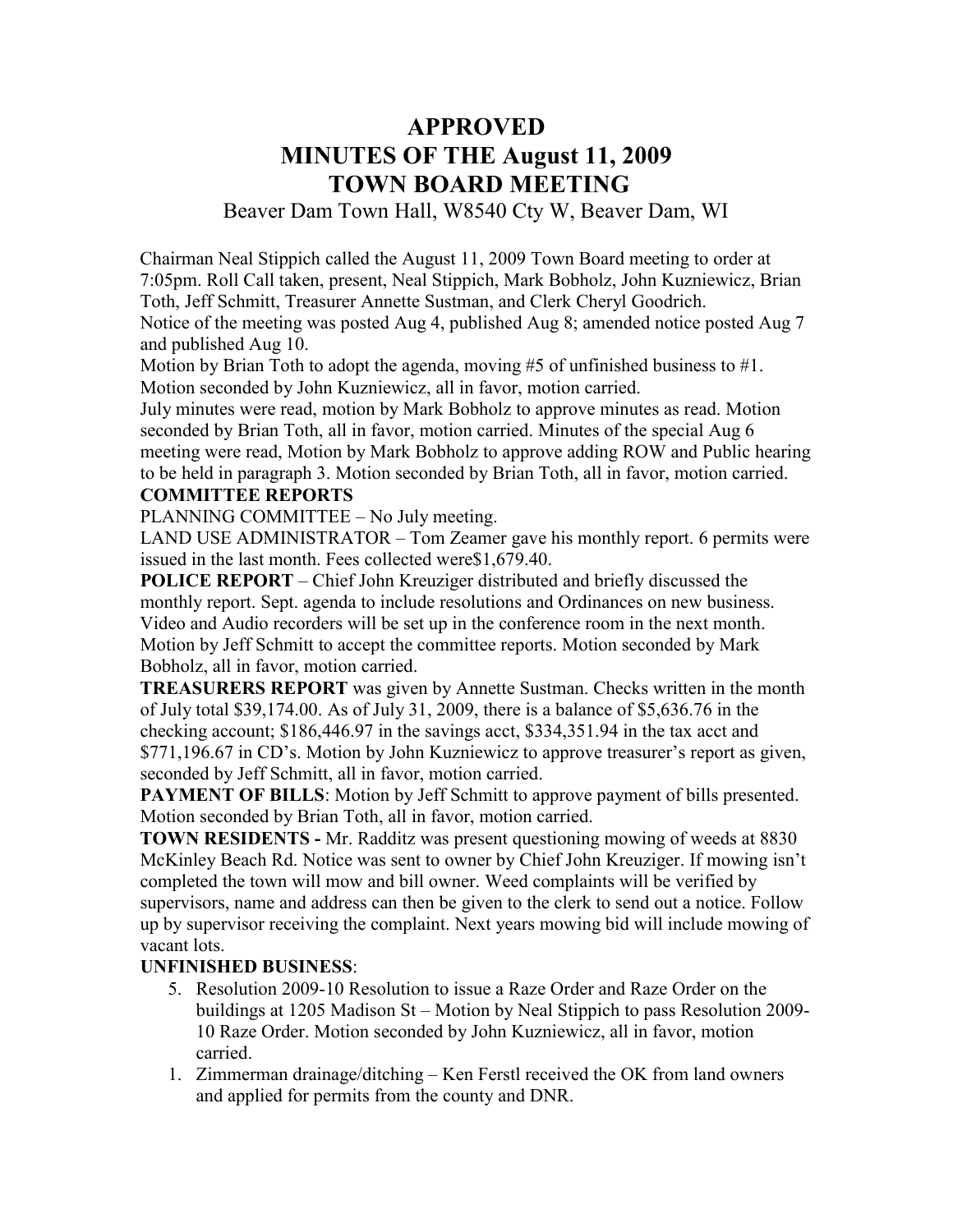# APPROVED
# MINUTES OF THE August 11, 2009
# TOWN BOARD MEETING

Beaver Dam Town Hall, W8540 Cty W, Beaver Dam, WI

Chairman Neal Stippich called the August 11, 2009 Town Board meeting to order at 7:05pm. Roll Call taken, present, Neal Stippich, Mark Bobholz, John Kuzniewicz, Brian Toth, Jeff Schmitt, Treasurer Annette Sustman, and Clerk Cheryl Goodrich.
Notice of the meeting was posted Aug 4, published Aug 8; amended notice posted Aug 7 and published Aug 10.
Motion by Brian Toth to adopt the agenda, moving #5 of unfinished business to #1. Motion seconded by John Kuzniewicz, all in favor, motion carried.
July minutes were read, motion by Mark Bobholz to approve minutes as read. Motion seconded by Brian Toth, all in favor, motion carried. Minutes of the special Aug 6 meeting were read, Motion by Mark Bobholz to approve adding ROW and Public hearing to be held in paragraph 3. Motion seconded by Brian Toth, all in favor, motion carried.

**COMMITTEE REPORTS**

PLANNING COMMITTEE – No July meeting.
LAND USE ADMINISTRATOR – Tom Zeamer gave his monthly report. 6 permits were issued in the last month. Fees collected were$1,679.40.
**POLICE REPORT** – Chief John Kreuziger distributed and briefly discussed the monthly report. Sept. agenda to include resolutions and Ordinances on new business. Video and Audio recorders will be set up in the conference room in the next month. Motion by Jeff Schmitt to accept the committee reports. Motion seconded by Mark Bobholz, all in favor, motion carried.
**TREASURERS REPORT** was given by Annette Sustman. Checks written in the month of July total $39,174.00. As of July 31, 2009, there is a balance of $5,636.76 in the checking account; $186,446.97 in the savings acct, $334,351.94 in the tax acct and $771,196.67 in CD's. Motion by John Kuzniewicz to approve treasurer's report as given, seconded by Jeff Schmitt, all in favor, motion carried.
**PAYMENT OF BILLS**: Motion by Jeff Schmitt to approve payment of bills presented. Motion seconded by Brian Toth, all in favor, motion carried.
**TOWN RESIDENTS -** Mr. Radditz was present questioning mowing of weeds at 8830 McKinley Beach Rd. Notice was sent to owner by Chief John Kreuziger. If mowing isn't completed the town will mow and bill owner. Weed complaints will be verified by supervisors, name and address can then be given to the clerk to send out a notice. Follow up by supervisor receiving the complaint. Next years mowing bid will include mowing of vacant lots.

**UNFINISHED BUSINESS**:

5. Resolution 2009-10 Resolution to issue a Raze Order and Raze Order on the buildings at 1205 Madison St – Motion by Neal Stippich to pass Resolution 2009-10 Raze Order. Motion seconded by John Kuzniewicz, all in favor, motion carried.
1. Zimmerman drainage/ditching – Ken Ferstl received the OK from land owners and applied for permits from the county and DNR.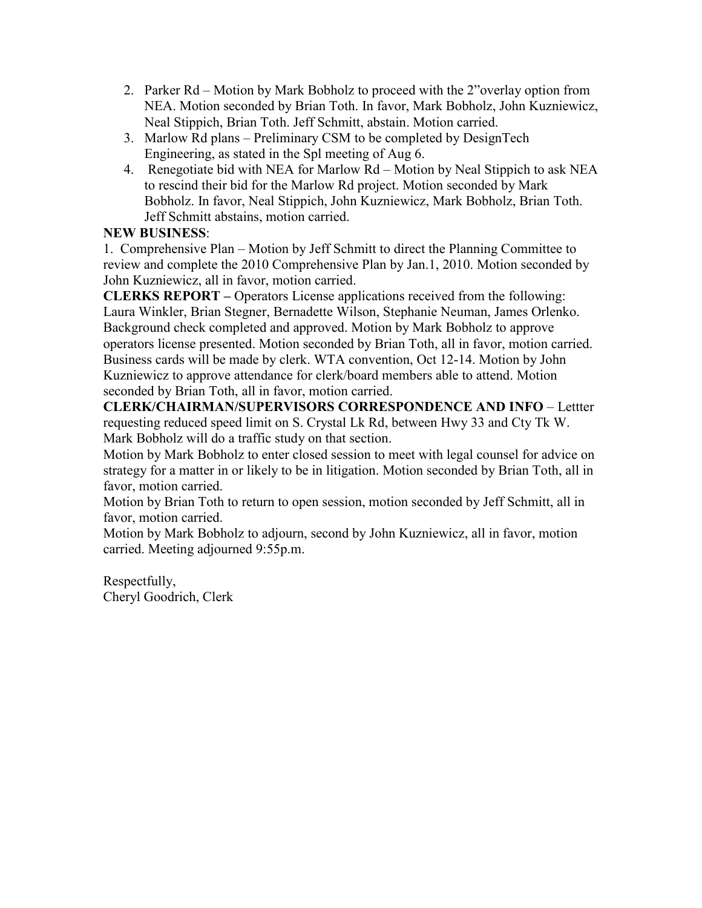2. Parker Rd – Motion by Mark Bobholz to proceed with the 2"overlay option from NEA. Motion seconded by Brian Toth. In favor, Mark Bobholz, John Kuzniewicz, Neal Stippich, Brian Toth. Jeff Schmitt, abstain. Motion carried.
3. Marlow Rd plans – Preliminary CSM to be completed by DesignTech Engineering, as stated in the Spl meeting of Aug 6.
4. Renegotiate bid with NEA for Marlow Rd – Motion by Neal Stippich to ask NEA to rescind their bid for the Marlow Rd project. Motion seconded by Mark Bobholz. In favor, Neal Stippich, John Kuzniewicz, Mark Bobholz, Brian Toth. Jeff Schmitt abstains, motion carried.

**NEW BUSINESS**:

1. Comprehensive Plan – Motion by Jeff Schmitt to direct the Planning Committee to review and complete the 2010 Comprehensive Plan by Jan.1, 2010. Motion seconded by John Kuzniewicz, all in favor, motion carried.

**CLERKS REPORT –** Operators License applications received from the following: Laura Winkler, Brian Stegner, Bernadette Wilson, Stephanie Neuman, James Orlenko. Background check completed and approved. Motion by Mark Bobholz to approve operators license presented. Motion seconded by Brian Toth, all in favor, motion carried. Business cards will be made by clerk. WTA convention, Oct 12-14. Motion by John Kuzniewicz to approve attendance for clerk/board members able to attend. Motion seconded by Brian Toth, all in favor, motion carried.

**CLERK/CHAIRMAN/SUPERVISORS CORRESPONDENCE AND INFO** – Lettter requesting reduced speed limit on S. Crystal Lk Rd, between Hwy 33 and Cty Tk W. Mark Bobholz will do a traffic study on that section.

Motion by Mark Bobholz to enter closed session to meet with legal counsel for advice on strategy for a matter in or likely to be in litigation. Motion seconded by Brian Toth, all in favor, motion carried.

Motion by Brian Toth to return to open session, motion seconded by Jeff Schmitt, all in favor, motion carried.

Motion by Mark Bobholz to adjourn, second by John Kuzniewicz, all in favor, motion carried. Meeting adjourned 9:55p.m.

Respectfully,
Cheryl Goodrich, Clerk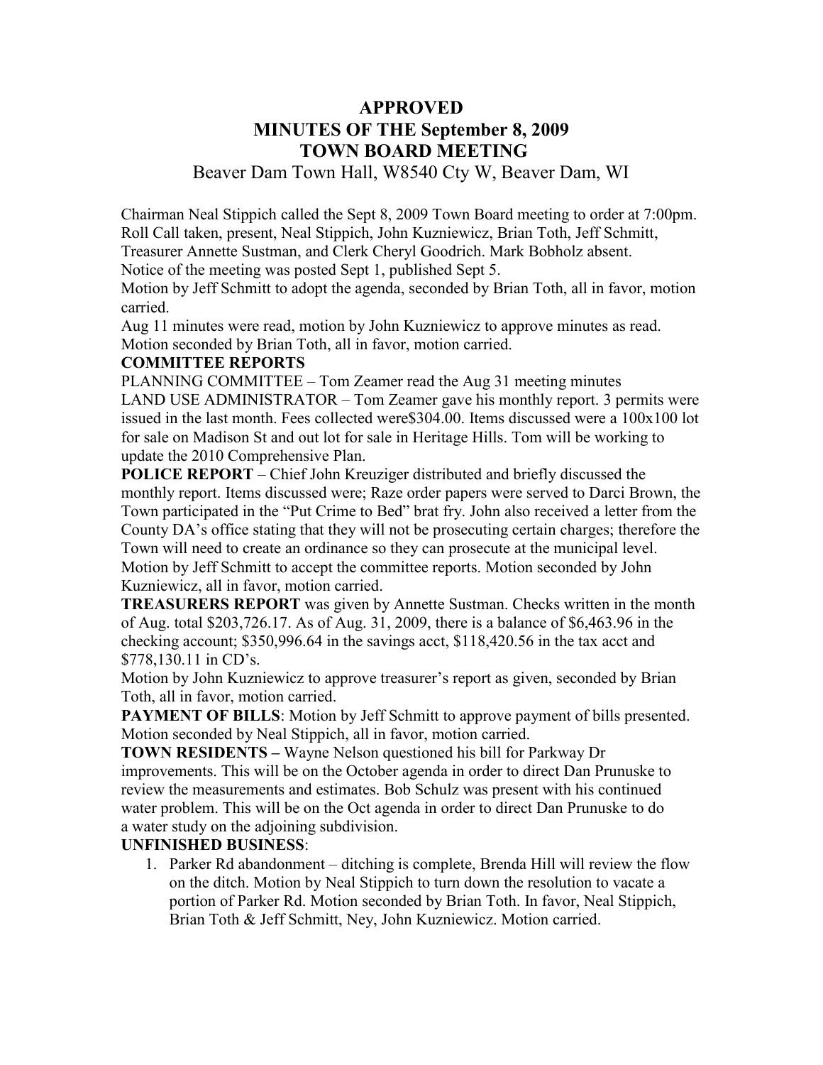# APPROVED
# MINUTES OF THE September 8, 2009
# TOWN BOARD MEETING

Beaver Dam Town Hall, W8540 Cty W, Beaver Dam, WI

Chairman Neal Stippich called the Sept 8, 2009 Town Board meeting to order at 7:00pm. Roll Call taken, present, Neal Stippich, John Kuzniewicz, Brian Toth, Jeff Schmitt, Treasurer Annette Sustman, and Clerk Cheryl Goodrich. Mark Bobholz absent.
Notice of the meeting was posted Sept 1, published Sept 5.
Motion by Jeff Schmitt to adopt the agenda, seconded by Brian Toth, all in favor, motion carried.
Aug 11 minutes were read, motion by John Kuzniewicz to approve minutes as read. Motion seconded by Brian Toth, all in favor, motion carried.

**COMMITTEE REPORTS**

PLANNING COMMITTEE – Tom Zeamer read the Aug 31 meeting minutes
LAND USE ADMINISTRATOR – Tom Zeamer gave his monthly report. 3 permits were issued in the last month. Fees collected were$304.00. Items discussed were a 100x100 lot for sale on Madison St and out lot for sale in Heritage Hills. Tom will be working to update the 2010 Comprehensive Plan.

**POLICE REPORT** – Chief John Kreuziger distributed and briefly discussed the monthly report. Items discussed were; Raze order papers were served to Darci Brown, the Town participated in the "Put Crime to Bed" brat fry. John also received a letter from the County DA's office stating that they will not be prosecuting certain charges; therefore the Town will need to create an ordinance so they can prosecute at the municipal level. Motion by Jeff Schmitt to accept the committee reports. Motion seconded by John Kuzniewicz, all in favor, motion carried.

**TREASURERS REPORT** was given by Annette Sustman. Checks written in the month of Aug. total $203,726.17. As of Aug. 31, 2009, there is a balance of $6,463.96 in the checking account; $350,996.64 in the savings acct, $118,420.56 in the tax acct and $778,130.11 in CD's.
Motion by John Kuzniewicz to approve treasurer's report as given, seconded by Brian Toth, all in favor, motion carried.

**PAYMENT OF BILLS**: Motion by Jeff Schmitt to approve payment of bills presented. Motion seconded by Neal Stippich, all in favor, motion carried.

**TOWN RESIDENTS –** Wayne Nelson questioned his bill for Parkway Dr improvements. This will be on the October agenda in order to direct Dan Prunuske to review the measurements and estimates. Bob Schulz was present with his continued water problem. This will be on the Oct agenda in order to direct Dan Prunuske to do a water study on the adjoining subdivision.

**UNFINISHED BUSINESS**:

1. Parker Rd abandonment – ditching is complete, Brenda Hill will review the flow on the ditch. Motion by Neal Stippich to turn down the resolution to vacate a portion of Parker Rd. Motion seconded by Brian Toth. In favor, Neal Stippich, Brian Toth & Jeff Schmitt, Ney, John Kuzniewicz. Motion carried.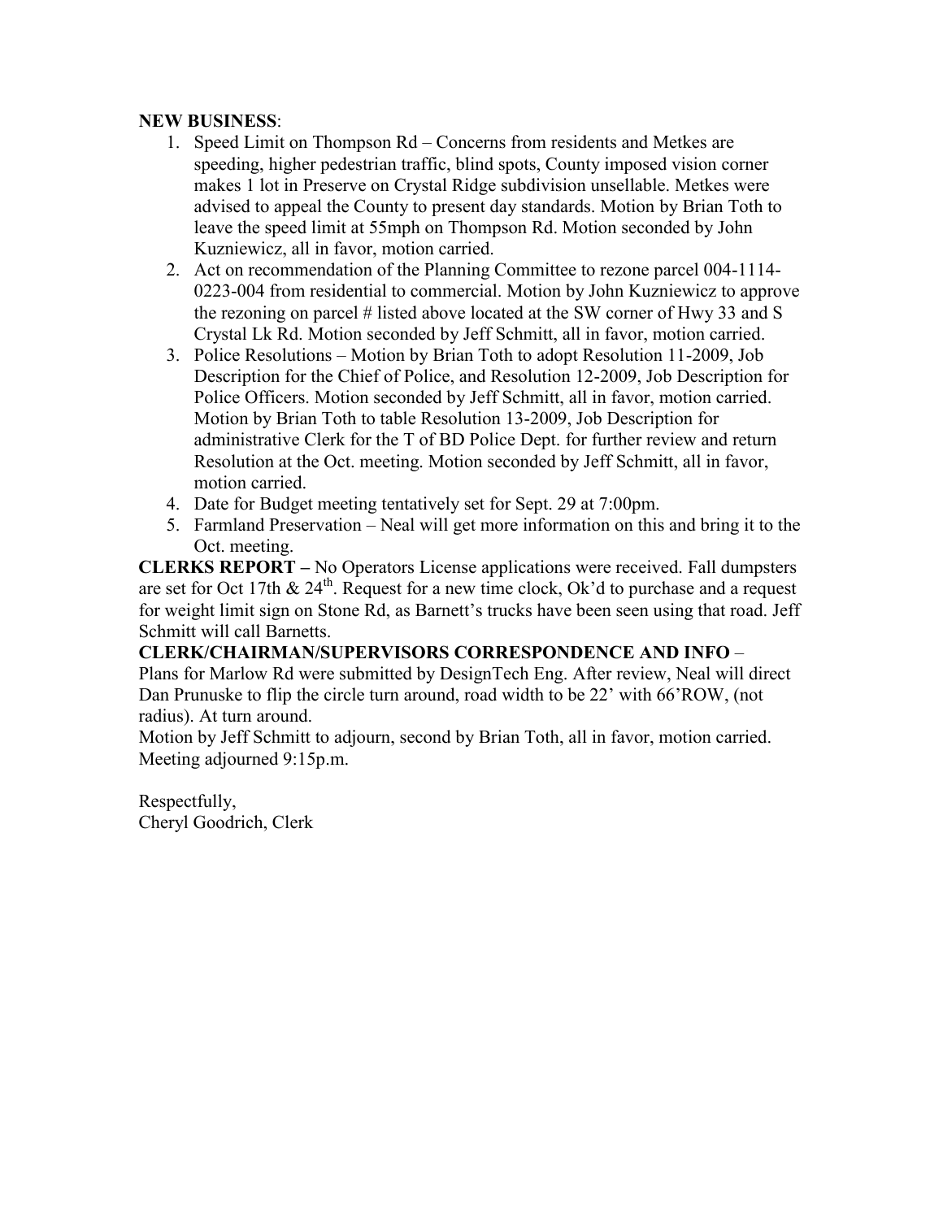**NEW BUSINESS**:

1. Speed Limit on Thompson Rd – Concerns from residents and Metkes are speeding, higher pedestrian traffic, blind spots, County imposed vision corner makes 1 lot in Preserve on Crystal Ridge subdivision unsellable. Metkes were advised to appeal the County to present day standards. Motion by Brian Toth to leave the speed limit at 55mph on Thompson Rd. Motion seconded by John Kuzniewicz, all in favor, motion carried.
2. Act on recommendation of the Planning Committee to rezone parcel 004-1114-0223-004 from residential to commercial. Motion by John Kuzniewicz to approve the rezoning on parcel # listed above located at the SW corner of Hwy 33 and S Crystal Lk Rd. Motion seconded by Jeff Schmitt, all in favor, motion carried.
3. Police Resolutions – Motion by Brian Toth to adopt Resolution 11-2009, Job Description for the Chief of Police, and Resolution 12-2009, Job Description for Police Officers. Motion seconded by Jeff Schmitt, all in favor, motion carried. Motion by Brian Toth to table Resolution 13-2009, Job Description for administrative Clerk for the T of BD Police Dept. for further review and return Resolution at the Oct. meeting. Motion seconded by Jeff Schmitt, all in favor, motion carried.
4. Date for Budget meeting tentatively set for Sept. 29 at 7:00pm.
5. Farmland Preservation – Neal will get more information on this and bring it to the Oct. meeting.

**CLERKS REPORT –** No Operators License applications were received. Fall dumpsters are set for Oct 17th & 24th. Request for a new time clock, Ok'd to purchase and a request for weight limit sign on Stone Rd, as Barnett's trucks have been seen using that road. Jeff Schmitt will call Barnetts.

**CLERK/CHAIRMAN/SUPERVISORS CORRESPONDENCE AND INFO** –
Plans for Marlow Rd were submitted by DesignTech Eng. After review, Neal will direct Dan Prunuske to flip the circle turn around, road width to be 22' with 66'ROW, (not radius). At turn around.

Motion by Jeff Schmitt to adjourn, second by Brian Toth, all in favor, motion carried. Meeting adjourned 9:15p.m.

Respectfully,
Cheryl Goodrich, Clerk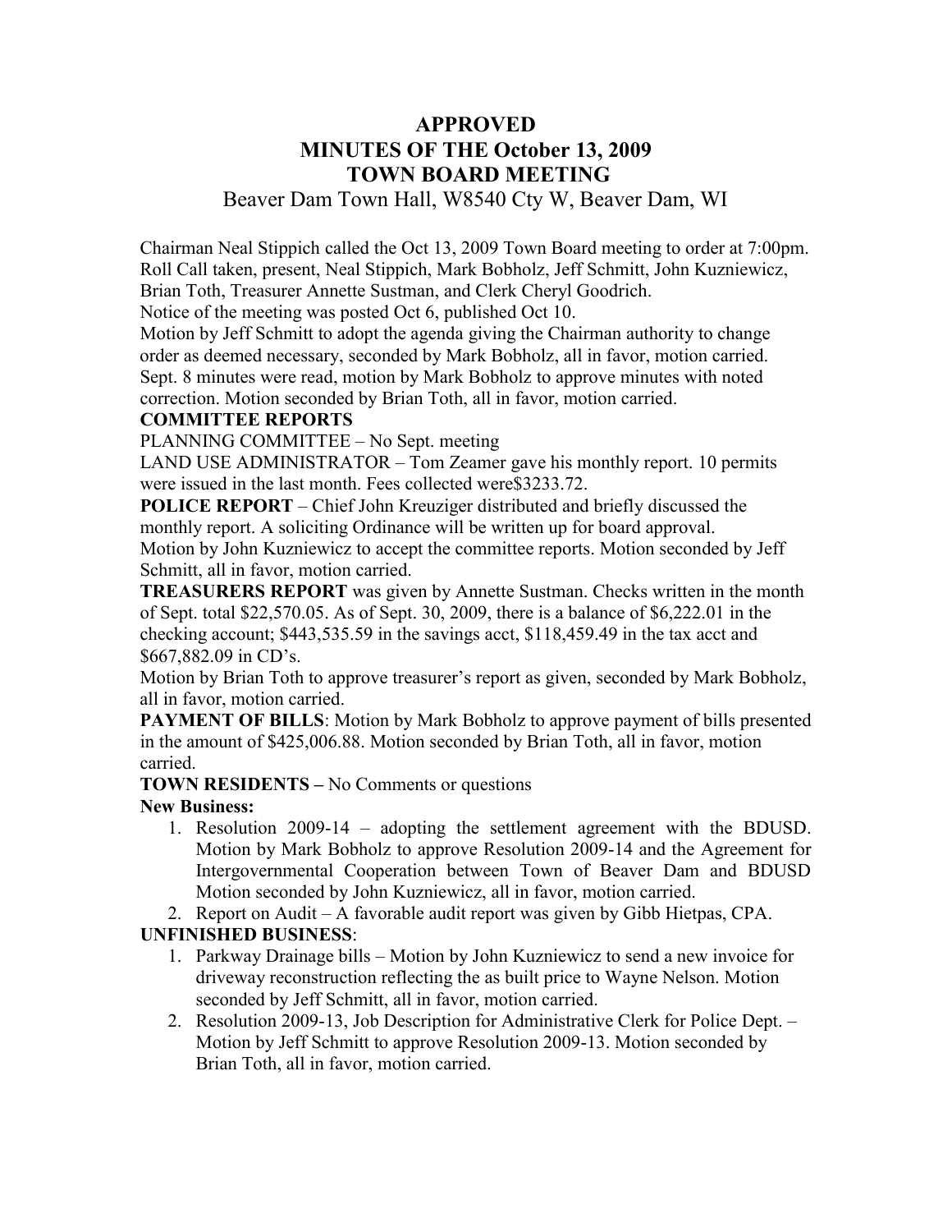# APPROVED
# MINUTES OF THE October 13, 2009
# TOWN BOARD MEETING

## Beaver Dam Town Hall, W8540 Cty W, Beaver Dam, WI

Chairman Neal Stippich called the Oct 13, 2009 Town Board meeting to order at 7:00pm. Roll Call taken, present, Neal Stippich, Mark Bobholz, Jeff Schmitt, John Kuzniewicz, Brian Toth, Treasurer Annette Sustman, and Clerk Cheryl Goodrich.

Notice of the meeting was posted Oct 6, published Oct 10.

Motion by Jeff Schmitt to adopt the agenda giving the Chairman authority to change order as deemed necessary, seconded by Mark Bobholz, all in favor, motion carried.

Sept. 8 minutes were read, motion by Mark Bobholz to approve minutes with noted correction. Motion seconded by Brian Toth, all in favor, motion carried.

**COMMITTEE REPORTS**

PLANNING COMMITTEE – No Sept. meeting

LAND USE ADMINISTRATOR – Tom Zeamer gave his monthly report. 10 permits were issued in the last month. Fees collected were$3233.72.

**POLICE REPORT** – Chief John Kreuziger distributed and briefly discussed the monthly report. A soliciting Ordinance will be written up for board approval.

Motion by John Kuzniewicz to accept the committee reports. Motion seconded by Jeff Schmitt, all in favor, motion carried.

**TREASURERS REPORT** was given by Annette Sustman. Checks written in the month of Sept. total $22,570.05. As of Sept. 30, 2009, there is a balance of $6,222.01 in the checking account; $443,535.59 in the savings acct, $118,459.49 in the tax acct and $667,882.09 in CD's.

Motion by Brian Toth to approve treasurer's report as given, seconded by Mark Bobholz, all in favor, motion carried.

**PAYMENT OF BILLS**: Motion by Mark Bobholz to approve payment of bills presented in the amount of $425,006.88. Motion seconded by Brian Toth, all in favor, motion carried.

**TOWN RESIDENTS –** No Comments or questions

**New Business:**

1. Resolution 2009-14 – adopting the settlement agreement with the BDUSD. Motion by Mark Bobholz to approve Resolution 2009-14 and the Agreement for Intergovernmental Cooperation between Town of Beaver Dam and BDUSD Motion seconded by John Kuzniewicz, all in favor, motion carried.
2. Report on Audit – A favorable audit report was given by Gibb Hietpas, CPA.

**UNFINISHED BUSINESS**:

1. Parkway Drainage bills – Motion by John Kuzniewicz to send a new invoice for driveway reconstruction reflecting the as built price to Wayne Nelson. Motion seconded by Jeff Schmitt, all in favor, motion carried.
2. Resolution 2009-13, Job Description for Administrative Clerk for Police Dept. – Motion by Jeff Schmitt to approve Resolution 2009-13. Motion seconded by Brian Toth, all in favor, motion carried.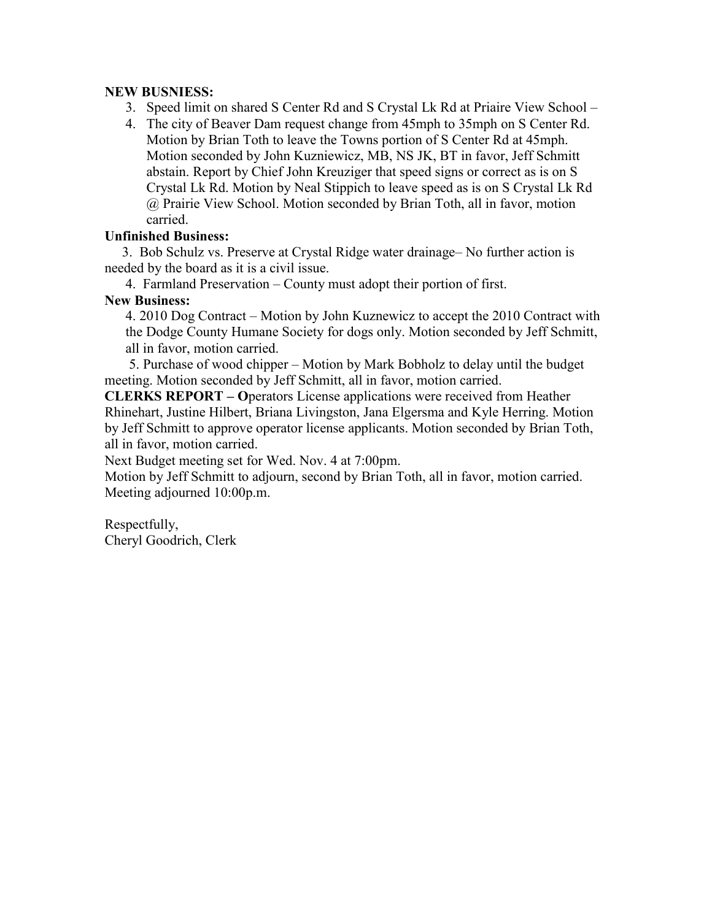**NEW BUSNIESS:**

3. Speed limit on shared S Center Rd and S Crystal Lk Rd at Priaire View School –
4. The city of Beaver Dam request change from 45mph to 35mph on S Center Rd. Motion by Brian Toth to leave the Towns portion of S Center Rd at 45mph. Motion seconded by John Kuzniewicz, MB, NS JK, BT in favor, Jeff Schmitt abstain. Report by Chief John Kreuziger that speed signs or correct as is on S Crystal Lk Rd. Motion by Neal Stippich to leave speed as is on S Crystal Lk Rd @ Prairie View School. Motion seconded by Brian Toth, all in favor, motion carried.

**Unfinished Business:**

3. Bob Schulz vs. Preserve at Crystal Ridge water drainage– No further action is needed by the board as it is a civil issue.

4. Farmland Preservation – County must adopt their portion of first.

**New Business:**

4. 2010 Dog Contract – Motion by John Kuznewicz to accept the 2010 Contract with the Dodge County Humane Society for dogs only. Motion seconded by Jeff Schmitt, all in favor, motion carried.

5. Purchase of wood chipper – Motion by Mark Bobholz to delay until the budget meeting. Motion seconded by Jeff Schmitt, all in favor, motion carried.

**CLERKS REPORT – O**perators License applications were received from Heather Rhinehart, Justine Hilbert, Briana Livingston, Jana Elgersma and Kyle Herring. Motion by Jeff Schmitt to approve operator license applicants. Motion seconded by Brian Toth, all in favor, motion carried.

Next Budget meeting set for Wed. Nov. 4 at 7:00pm.

Motion by Jeff Schmitt to adjourn, second by Brian Toth, all in favor, motion carried. Meeting adjourned 10:00p.m.

Respectfully,
Cheryl Goodrich, Clerk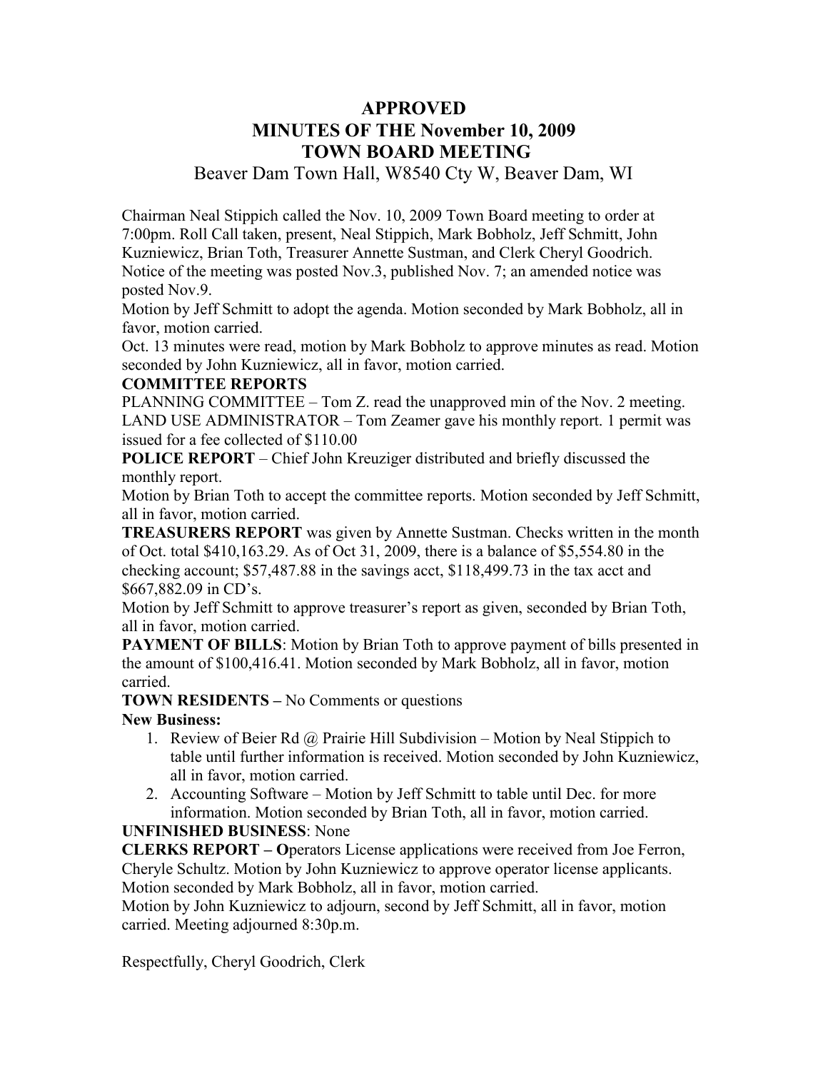# APPROVED
# MINUTES OF THE November 10, 2009
# TOWN BOARD MEETING

Beaver Dam Town Hall, W8540 Cty W, Beaver Dam, WI

Chairman Neal Stippich called the Nov. 10, 2009 Town Board meeting to order at 7:00pm. Roll Call taken, present, Neal Stippich, Mark Bobholz, Jeff Schmitt, John Kuzniewicz, Brian Toth, Treasurer Annette Sustman, and Clerk Cheryl Goodrich. Notice of the meeting was posted Nov.3, published Nov. 7; an amended notice was posted Nov.9.

Motion by Jeff Schmitt to adopt the agenda. Motion seconded by Mark Bobholz, all in favor, motion carried.

Oct. 13 minutes were read, motion by Mark Bobholz to approve minutes as read. Motion seconded by John Kuzniewicz, all in favor, motion carried.

**COMMITTEE REPORTS**

PLANNING COMMITTEE – Tom Z. read the unapproved min of the Nov. 2 meeting.

LAND USE ADMINISTRATOR – Tom Zeamer gave his monthly report. 1 permit was issued for a fee collected of $110.00

**POLICE REPORT** – Chief John Kreuziger distributed and briefly discussed the monthly report.

Motion by Brian Toth to accept the committee reports. Motion seconded by Jeff Schmitt, all in favor, motion carried.

**TREASURERS REPORT** was given by Annette Sustman. Checks written in the month of Oct. total $410,163.29. As of Oct 31, 2009, there is a balance of $5,554.80 in the checking account; $57,487.88 in the savings acct, $118,499.73 in the tax acct and $667,882.09 in CD's.

Motion by Jeff Schmitt to approve treasurer's report as given, seconded by Brian Toth, all in favor, motion carried.

**PAYMENT OF BILLS**: Motion by Brian Toth to approve payment of bills presented in the amount of $100,416.41. Motion seconded by Mark Bobholz, all in favor, motion carried.

**TOWN RESIDENTS –** No Comments or questions

**New Business:**

1. Review of Beier Rd @ Prairie Hill Subdivision – Motion by Neal Stippich to table until further information is received. Motion seconded by John Kuzniewicz, all in favor, motion carried.
2. Accounting Software – Motion by Jeff Schmitt to table until Dec. for more information. Motion seconded by Brian Toth, all in favor, motion carried.

**UNFINISHED BUSINESS**: None

**CLERKS REPORT – O**perators License applications were received from Joe Ferron, Cheryle Schultz. Motion by John Kuzniewicz to approve operator license applicants. Motion seconded by Mark Bobholz, all in favor, motion carried.

Motion by John Kuzniewicz to adjourn, second by Jeff Schmitt, all in favor, motion carried. Meeting adjourned 8:30p.m.

Respectfully, Cheryl Goodrich, Clerk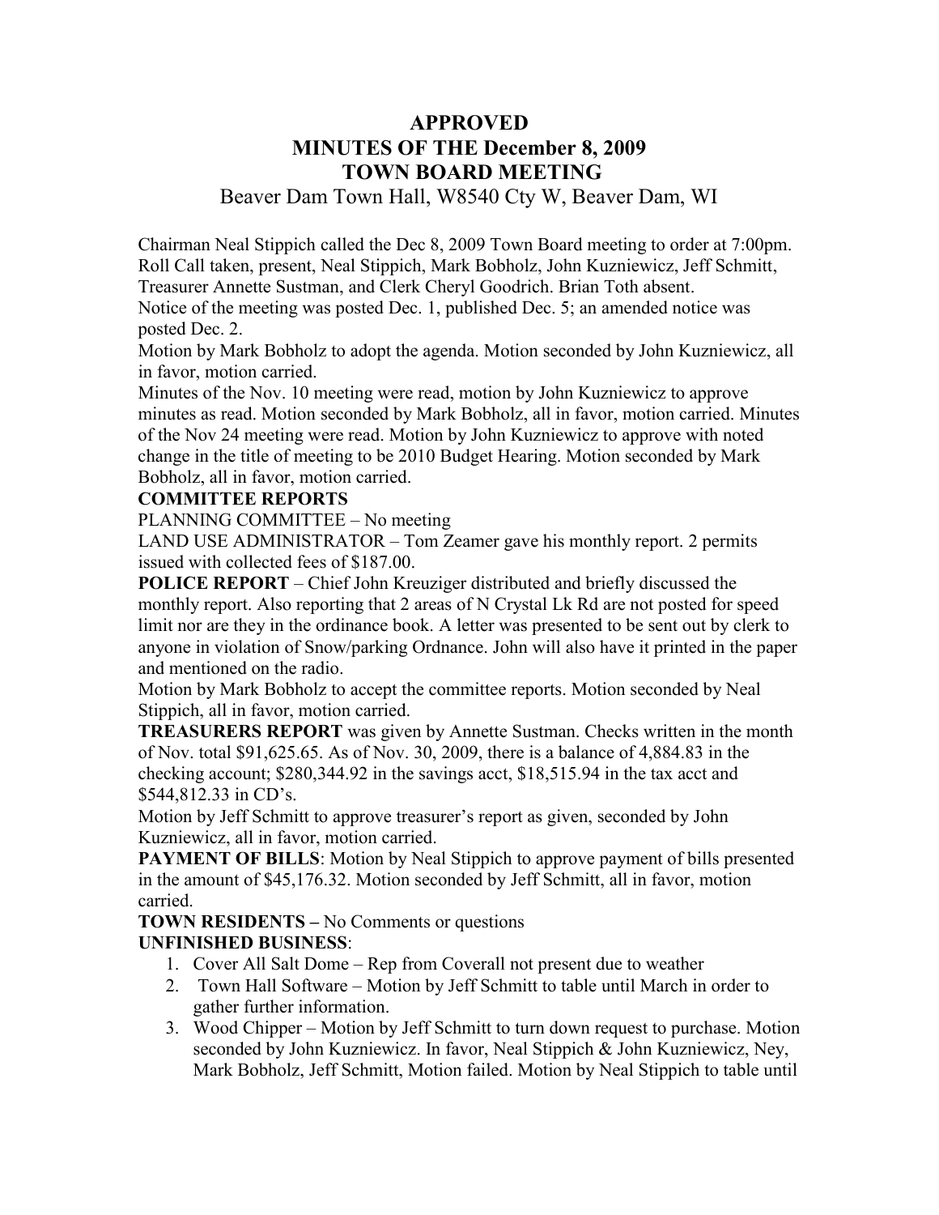# APPROVED
# MINUTES OF THE December 8, 2009
# TOWN BOARD MEETING

Beaver Dam Town Hall, W8540 Cty W, Beaver Dam, WI

Chairman Neal Stippich called the Dec 8, 2009 Town Board meeting to order at 7:00pm. Roll Call taken, present, Neal Stippich, Mark Bobholz, John Kuzniewicz, Jeff Schmitt, Treasurer Annette Sustman, and Clerk Cheryl Goodrich. Brian Toth absent.

Notice of the meeting was posted Dec. 1, published Dec. 5; an amended notice was posted Dec. 2.

Motion by Mark Bobholz to adopt the agenda. Motion seconded by John Kuzniewicz, all in favor, motion carried.

Minutes of the Nov. 10 meeting were read, motion by John Kuzniewicz to approve minutes as read. Motion seconded by Mark Bobholz, all in favor, motion carried. Minutes of the Nov 24 meeting were read. Motion by John Kuzniewicz to approve with noted change in the title of meeting to be 2010 Budget Hearing. Motion seconded by Mark Bobholz, all in favor, motion carried.

**COMMITTEE REPORTS**

PLANNING COMMITTEE – No meeting

LAND USE ADMINISTRATOR – Tom Zeamer gave his monthly report. 2 permits issued with collected fees of $187.00.

**POLICE REPORT** – Chief John Kreuziger distributed and briefly discussed the monthly report. Also reporting that 2 areas of N Crystal Lk Rd are not posted for speed limit nor are they in the ordinance book. A letter was presented to be sent out by clerk to anyone in violation of Snow/parking Ordnance. John will also have it printed in the paper and mentioned on the radio.

Motion by Mark Bobholz to accept the committee reports. Motion seconded by Neal Stippich, all in favor, motion carried.

**TREASURERS REPORT** was given by Annette Sustman. Checks written in the month of Nov. total $91,625.65. As of Nov. 30, 2009, there is a balance of 4,884.83 in the checking account; $280,344.92 in the savings acct, $18,515.94 in the tax acct and $544,812.33 in CD's.

Motion by Jeff Schmitt to approve treasurer's report as given, seconded by John Kuzniewicz, all in favor, motion carried.

**PAYMENT OF BILLS**: Motion by Neal Stippich to approve payment of bills presented in the amount of $45,176.32. Motion seconded by Jeff Schmitt, all in favor, motion carried.

**TOWN RESIDENTS –** No Comments or questions

**UNFINISHED BUSINESS**:

1. Cover All Salt Dome – Rep from Coverall not present due to weather
2. Town Hall Software – Motion by Jeff Schmitt to table until March in order to gather further information.
3. Wood Chipper – Motion by Jeff Schmitt to turn down request to purchase. Motion seconded by John Kuzniewicz. In favor, Neal Stippich & John Kuzniewicz, Ney, Mark Bobholz, Jeff Schmitt, Motion failed. Motion by Neal Stippich to table until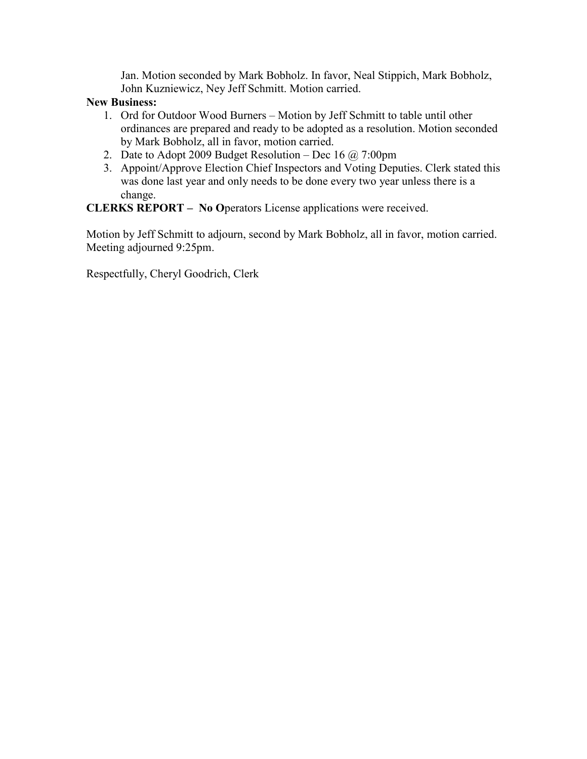Jan. Motion seconded by Mark Bobholz. In favor, Neal Stippich, Mark Bobholz, John Kuzniewicz, Ney Jeff Schmitt. Motion carried.

**New Business:**

1. Ord for Outdoor Wood Burners – Motion by Jeff Schmitt to table until other ordinances are prepared and ready to be adopted as a resolution. Motion seconded by Mark Bobholz, all in favor, motion carried.
2. Date to Adopt 2009 Budget Resolution – Dec 16 @ 7:00pm
3. Appoint/Approve Election Chief Inspectors and Voting Deputies. Clerk stated this was done last year and only needs to be done every two year unless there is a change.

**CLERKS REPORT – No O**perators License applications were received.

Motion by Jeff Schmitt to adjourn, second by Mark Bobholz, all in favor, motion carried. Meeting adjourned 9:25pm.

Respectfully, Cheryl Goodrich, Clerk